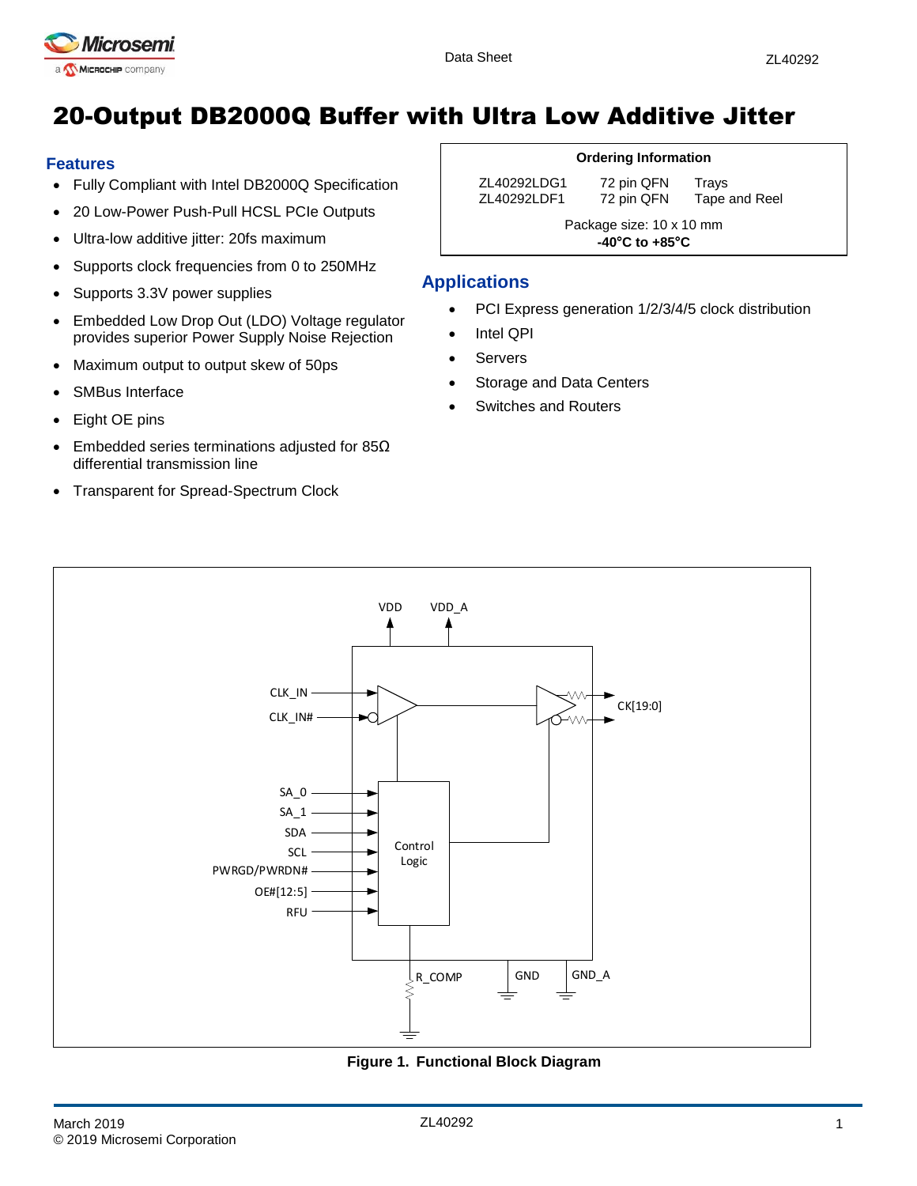# 20-Output DB2000Q Buffer with Ultra Low Additive Jitter

## Features

- Fully Compliant with Intel DB2000Q Specification
- 20 Low-Power Push-Pull HCSL PCIe Outputs
- Ultra-low additive jitter: 20fs maximum
- Supports clock frequencies from 0 to 250MHz
- Supports 3.3V power supplies
- Embedded Low Drop Out (LDO) Voltage regulator provides superior Power Supply Noise Rejection
- Maximum output to output skew of 50ps
- SMBus Interface
- Eight OE pins
- Embedded series terminations adjusted for 85Ω differential transmission line
- Transparent for Spread-Spectrum Clock

| Ordering Information | | |
|---|---|---|
| ZL40292LDG1 | 72 pin QFN | Trays |
| ZL40292LDF1 | 72 pin QFN | Tape and Reel |

Package size: 10 x 10 mm
**-40°C to +85°C**

## Applications

- PCI Express generation 1/2/3/4/5 clock distribution
- Intel QPI
- Servers
- Storage and Data Centers
- Switches and Routers

**Figure 1. Functional Block Diagram**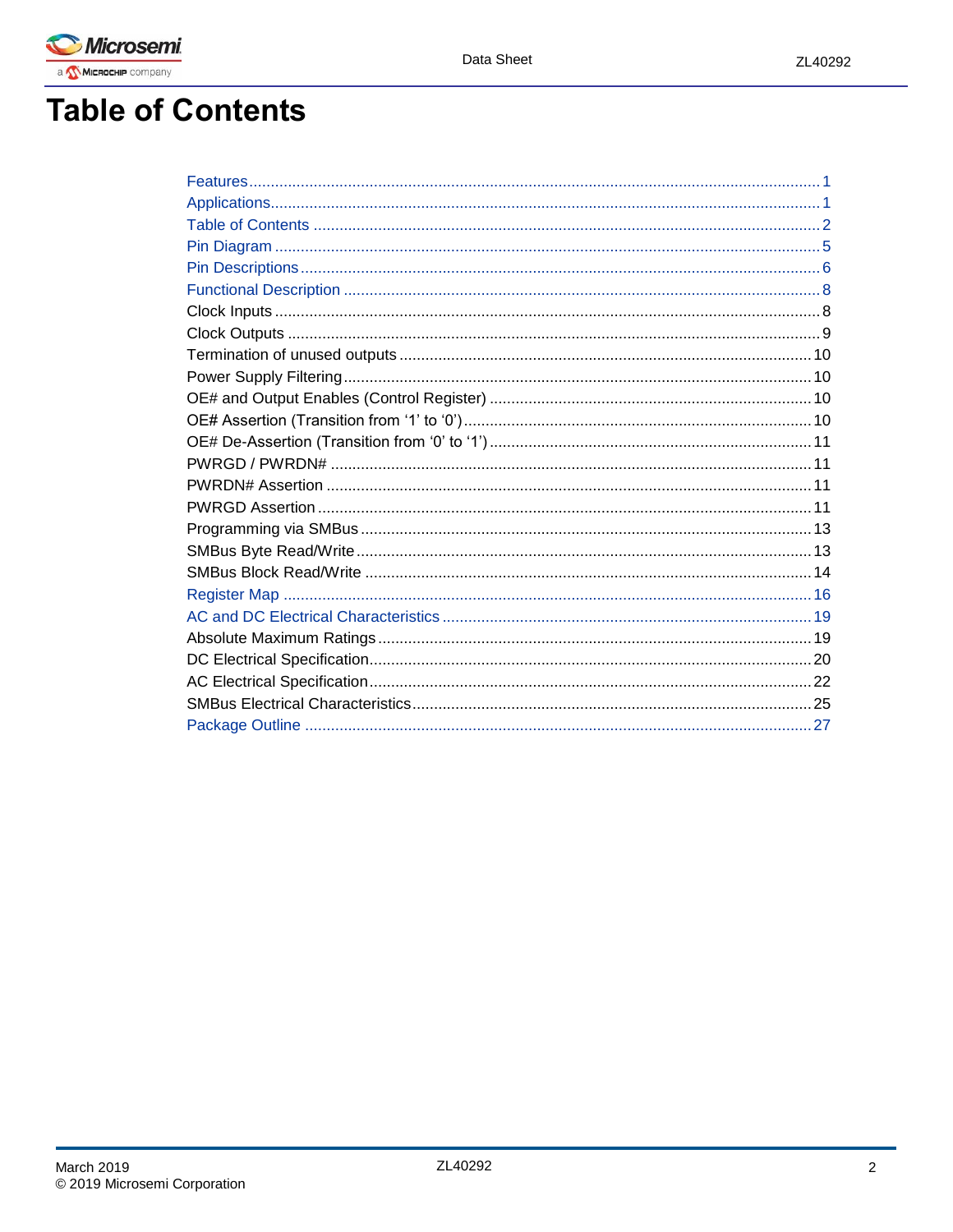# Table of Contents

Features ........ 1
Applications ........ 1
Table of Contents ........ 2
Pin Diagram ........ 5
Pin Descriptions ........ 6
Functional Description ........ 8
Clock Inputs ........ 8
Clock Outputs ........ 9
Termination of unused outputs ........ 10
Power Supply Filtering ........ 10
OE# and Output Enables (Control Register) ........ 10
OE# Assertion (Transition from ‘1’ to ‘0’) ........ 10
OE# De-Assertion (Transition from ‘0’ to ‘1’) ........ 11
PWRGD / PWRDN# ........ 11
PWRDN# Assertion ........ 11
PWRGD Assertion ........ 11
Programming via SMBus ........ 13
SMBus Byte Read/Write ........ 13
SMBus Block Read/Write ........ 14
Register Map ........ 16
AC and DC Electrical Characteristics ........ 19
Absolute Maximum Ratings ........ 19
DC Electrical Specification ........ 20
AC Electrical Specification ........ 22
SMBus Electrical Characteristics ........ 25
Package Outline ........ 27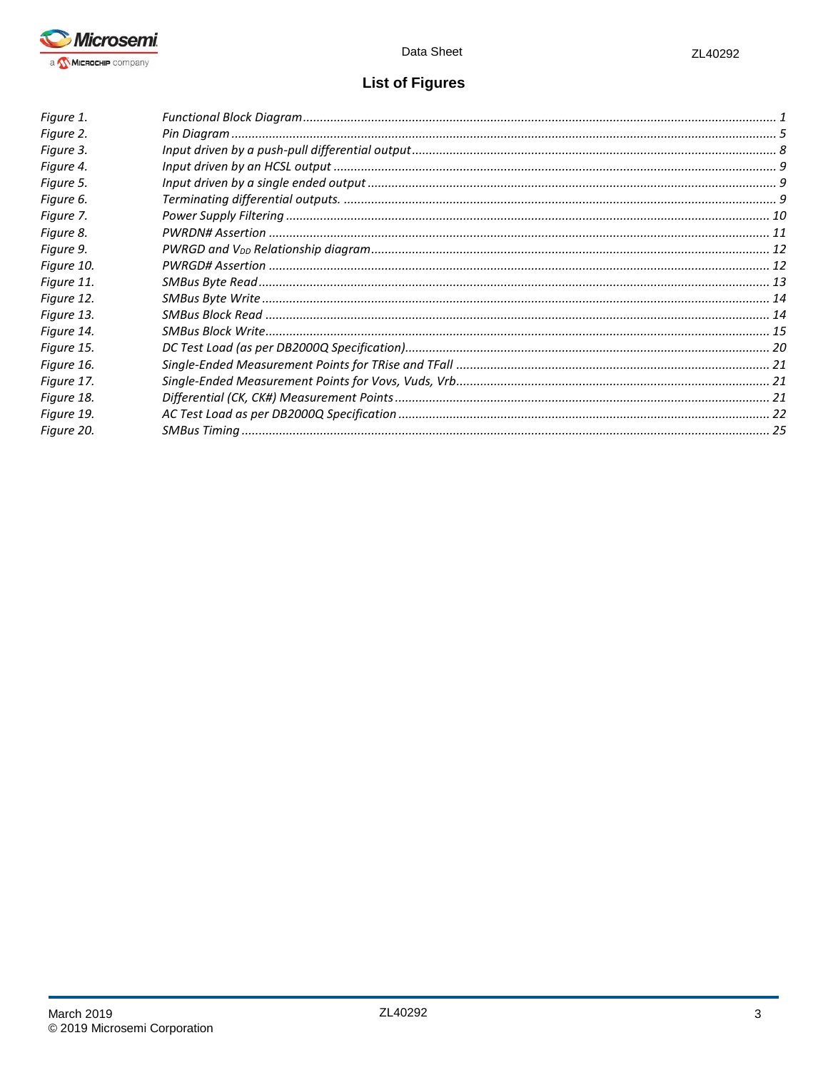# List of Figures

| | | |
|---|---|---|
| *Figure 1.* | *Functional Block Diagram* | *1* |
| *Figure 2.* | *Pin Diagram* | *5* |
| *Figure 3.* | *Input driven by a push-pull differential output* | *8* |
| *Figure 4.* | *Input driven by an HCSL output* | *9* |
| *Figure 5.* | *Input driven by a single ended output* | *9* |
| *Figure 6.* | *Terminating differential outputs.* | *9* |
| *Figure 7.* | *Power Supply Filtering* | *10* |
| *Figure 8.* | *PWRDN# Assertion* | *11* |
| *Figure 9.* | *PWRGD and $V_{DD}$ Relationship diagram* | *12* |
| *Figure 10.* | *PWRGD# Assertion* | *12* |
| *Figure 11.* | *SMBus Byte Read* | *13* |
| *Figure 12.* | *SMBus Byte Write* | *14* |
| *Figure 13.* | *SMBus Block Read* | *14* |
| *Figure 14.* | *SMBus Block Write* | *15* |
| *Figure 15.* | *DC Test Load (as per DB2000Q Specification)* | *20* |
| *Figure 16.* | *Single-Ended Measurement Points for TRise and TFall* | *21* |
| *Figure 17.* | *Single-Ended Measurement Points for Vovs, Vuds, Vrb* | *21* |
| *Figure 18.* | *Differential (CK, CK#) Measurement Points* | *21* |
| *Figure 19.* | *AC Test Load as per DB2000Q Specification* | *22* |
| *Figure 20.* | *SMBus Timing* | *25* |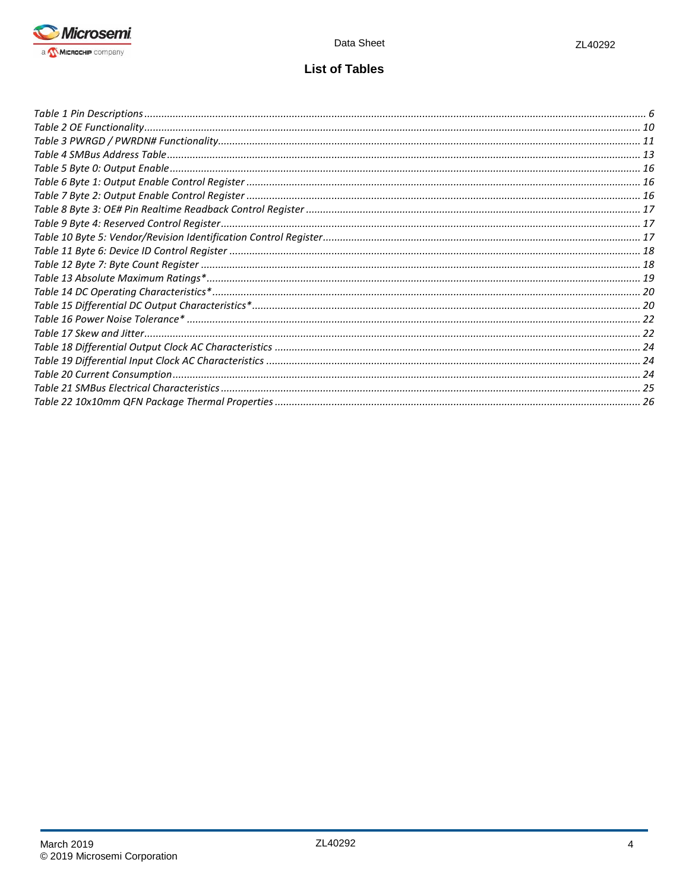## List of Tables

*Table 1 Pin Descriptions* ........ 6
*Table 2 OE Functionality* ........ 10
*Table 3 PWRGD / PWRDN# Functionality* ........ 11
*Table 4 SMBus Address Table* ........ 13
*Table 5 Byte 0: Output Enable* ........ 16
*Table 6 Byte 1: Output Enable Control Register* ........ 16
*Table 7 Byte 2: Output Enable Control Register* ........ 16
*Table 8 Byte 3: OE# Pin Realtime Readback Control Register* ........ 17
*Table 9 Byte 4: Reserved Control Register* ........ 17
*Table 10 Byte 5: Vendor/Revision Identification Control Register* ........ 17
*Table 11 Byte 6: Device ID Control Register* ........ 18
*Table 12 Byte 7: Byte Count Register* ........ 18
*Table 13 Absolute Maximum Ratings** ........ 19
*Table 14 DC Operating Characteristics** ........ 20
*Table 15 Differential DC Output Characteristics** ........ 20
*Table 16 Power Noise Tolerance** ........ 22
*Table 17 Skew and Jitter* ........ 22
*Table 18 Differential Output Clock AC Characteristics* ........ 24
*Table 19 Differential Input Clock AC Characteristics* ........ 24
*Table 20 Current Consumption* ........ 24
*Table 21 SMBus Electrical Characteristics* ........ 25
*Table 22 10x10mm QFN Package Thermal Properties* ........ 26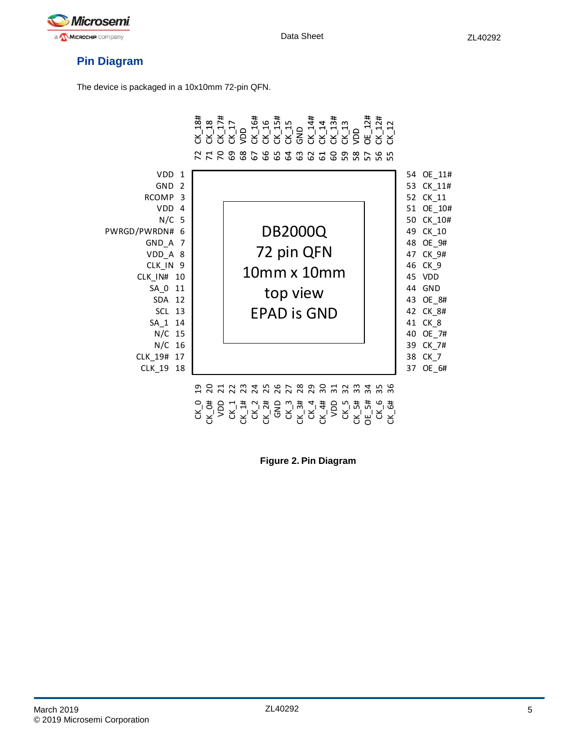## Pin Diagram

The device is packaged in a 10x10mm 72-pin QFN.

| Pin | Name | Pin | Name | Pin | Name | Pin | Name |
|---|---|---|---|---|---|---|---|
| 1 | VDD | 19 | CK_0 | 37 | OE_6# | 55 | CK_12 |
| 2 | GND | 20 | CK_0# | 38 | CK_7 | 56 | CK_12# |
| 3 | RCOMP | 21 | VDD | 39 | CK_7# | 57 | OE_12# |
| 4 | VDD | 22 | CK_1 | 40 | OE_7# | 58 | VDD |
| 5 | N/C | 23 | CK_1# | 41 | CK_8 | 59 | CK_13 |
| 6 | PWRGD/PWRDN# | 24 | CK_2 | 42 | CK_8# | 60 | CK_13# |
| 7 | GND_A | 25 | CK_2# | 43 | OE_8# | 61 | CK_14 |
| 8 | VDD_A | 26 | GND | 44 | GND | 62 | CK_14# |
| 9 | CLK_IN | 27 | CK_3 | 45 | VDD | 63 | GND |
| 10 | CLK_IN# | 28 | CK_3# | 46 | CK_9 | 64 | CK_15 |
| 11 | SA_0 | 29 | CK_4 | 47 | CK_9# | 65 | CK_15# |
| 12 | SDA | 30 | CK_4# | 48 | OE_9# | 66 | CK_16 |
| 13 | SCL | 31 | VDD | 49 | CK_10 | 67 | CK_16# |
| 14 | SA_1 | 32 | CK_5 | 50 | CK_10# | 68 | VDD |
| 15 | N/C | 33 | CK_5# | 51 | OE_10# | 69 | CK_17 |
| 16 | N/C | 34 | OE_5# | 52 | CK_11 | 70 | CK_17# |
| 17 | CLK_19# | 35 | CK_6 | 53 | CK_11# | 71 | CK_18 |
| 18 | CLK_19 | 36 | CK_6# | 54 | OE_11# | 72 | CK_18# |

DB2000Q
72 pin QFN
10mm x 10mm
top view
EPAD is GND

**Figure 2. Pin Diagram**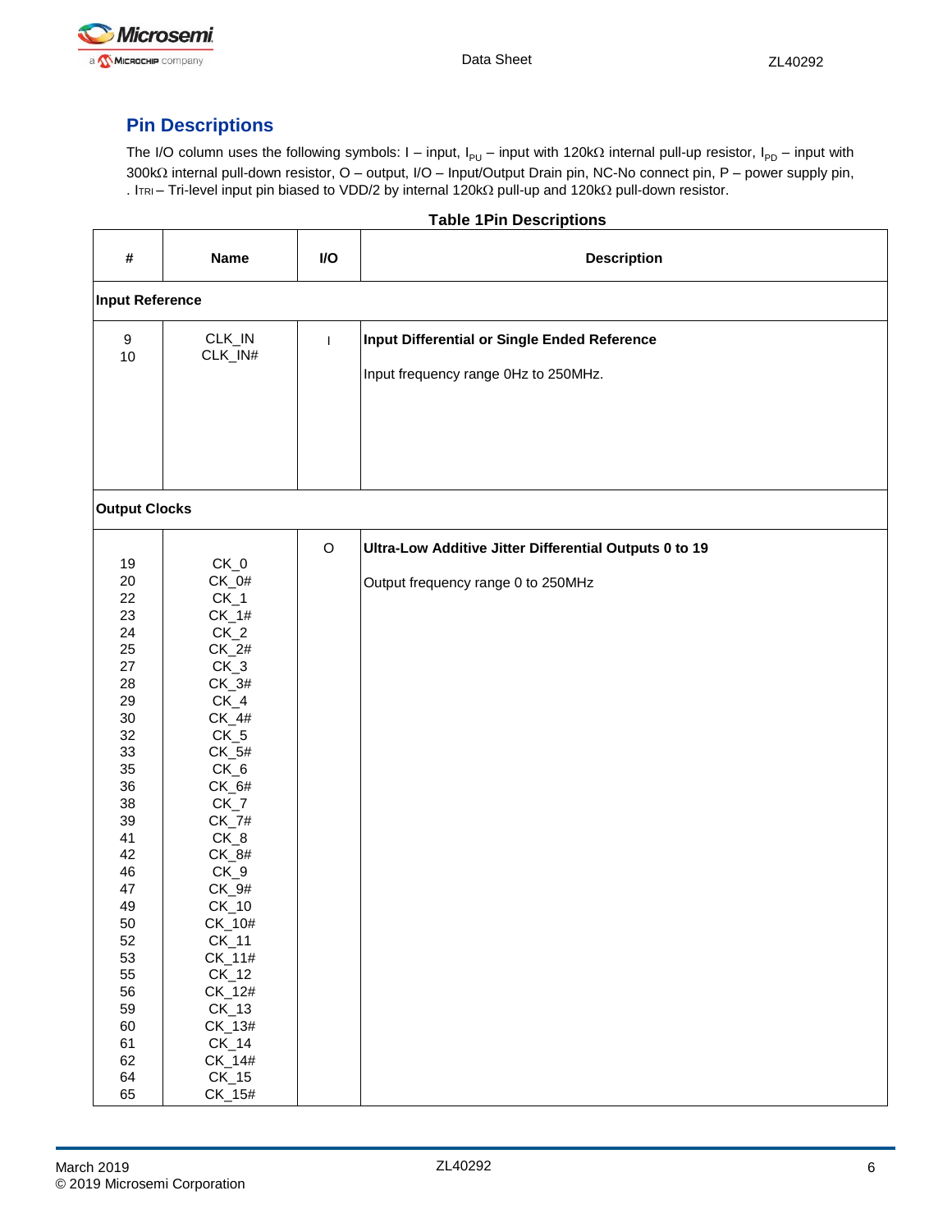## Pin Descriptions

The I/O column uses the following symbols: I – input, $I_{PU}$ – input with 120kΩ internal pull-up resistor, $I_{PD}$ – input with 300kΩ internal pull-down resistor, O – output, I/O – Input/Output Drain pin, NC-No connect pin, P – power supply pin, . $I_{TRI}$ – Tri-level input pin biased to VDD/2 by internal 120kΩ pull-up and 120kΩ pull-down resistor.

**Table 1Pin Descriptions**

| # | Name | I/O | Description |
|---|---|---|---|
| **Input Reference** | | | |
| 9<br>10 | CLK_IN<br>CLK_IN# | I | **Input Differential or Single Ended Reference**<br><br>Input frequency range 0Hz to 250MHz. |
| **Output Clocks** | | | |
| 19<br>20<br>22<br>23<br>24<br>25<br>27<br>28<br>29<br>30<br>32<br>33<br>35<br>36<br>38<br>39<br>41<br>42<br>46<br>47<br>49<br>50<br>52<br>53<br>55<br>56<br>59<br>60<br>61<br>62<br>64<br>65 | CK_0<br>CK_0#<br>CK_1<br>CK_1#<br>CK_2<br>CK_2#<br>CK_3<br>CK_3#<br>CK_4<br>CK_4#<br>CK_5<br>CK_5#<br>CK_6<br>CK_6#<br>CK_7<br>CK_7#<br>CK_8<br>CK_8#<br>CK_9<br>CK_9#<br>CK_10<br>CK_10#<br>CK_11<br>CK_11#<br>CK_12<br>CK_12#<br>CK_13<br>CK_13#<br>CK_14<br>CK_14#<br>CK_15<br>CK_15# | O | **Ultra-Low Additive Jitter Differential Outputs 0 to 19**<br><br>Output frequency range 0 to 250MHz |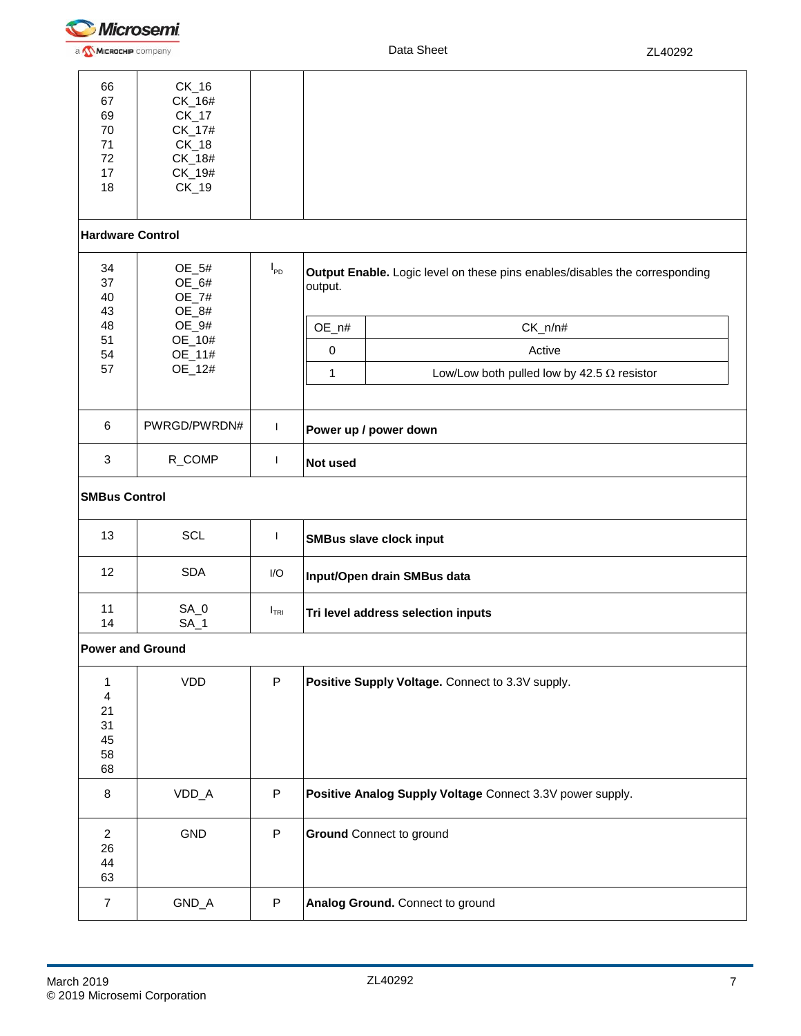| | | | |
|---|---|---|---|
| 66<br>67<br>69<br>70<br>71<br>72<br>17<br>18 | CK_16<br>CK_16#<br>CK_17<br>CK_17#<br>CK_18<br>CK_18#<br>CK_19#<br>CK_19 | | |
| **Hardware Control** | | | |
| 34<br>37<br>40<br>43<br>48<br>51<br>54<br>57 | OE_5#<br>OE_6#<br>OE_7#<br>OE_8#<br>OE_9#<br>OE_10#<br>OE_11#<br>OE_12# | $I_{PD}$ | **Output Enable.** Logic level on these pins enables/disables the corresponding output.<br><br>OE_n# = 0: CK_n/n# Active<br>OE_n# = 1: CK_n/n# Low/Low both pulled low by 42.5 Ω resistor |
| 6 | PWRGD/PWRDN# | I | **Power up / power down** |
| 3 | R_COMP | I | **Not used** |
| **SMBus Control** | | | |
| 13 | SCL | I | **SMBus slave clock input** |
| 12 | SDA | I/O | **Input/Open drain SMBus data** |
| 11<br>14 | SA_0<br>SA_1 | $I_{TRI}$ | **Tri level address selection inputs** |
| **Power and Ground** | | | |
| 1<br>4<br>21<br>31<br>45<br>58<br>68 | VDD | P | **Positive Supply Voltage.** Connect to 3.3V supply. |
| 8 | VDD_A | P | **Positive Analog Supply Voltage** Connect 3.3V power supply. |
| 2<br>26<br>44<br>63 | GND | P | **Ground** Connect to ground |
| 7 | GND_A | P | **Analog Ground.** Connect to ground |

| OE_n# | CK_n/n# |
|---|---|
| 0 | Active |
| 1 | Low/Low both pulled low by 42.5 Ω resistor |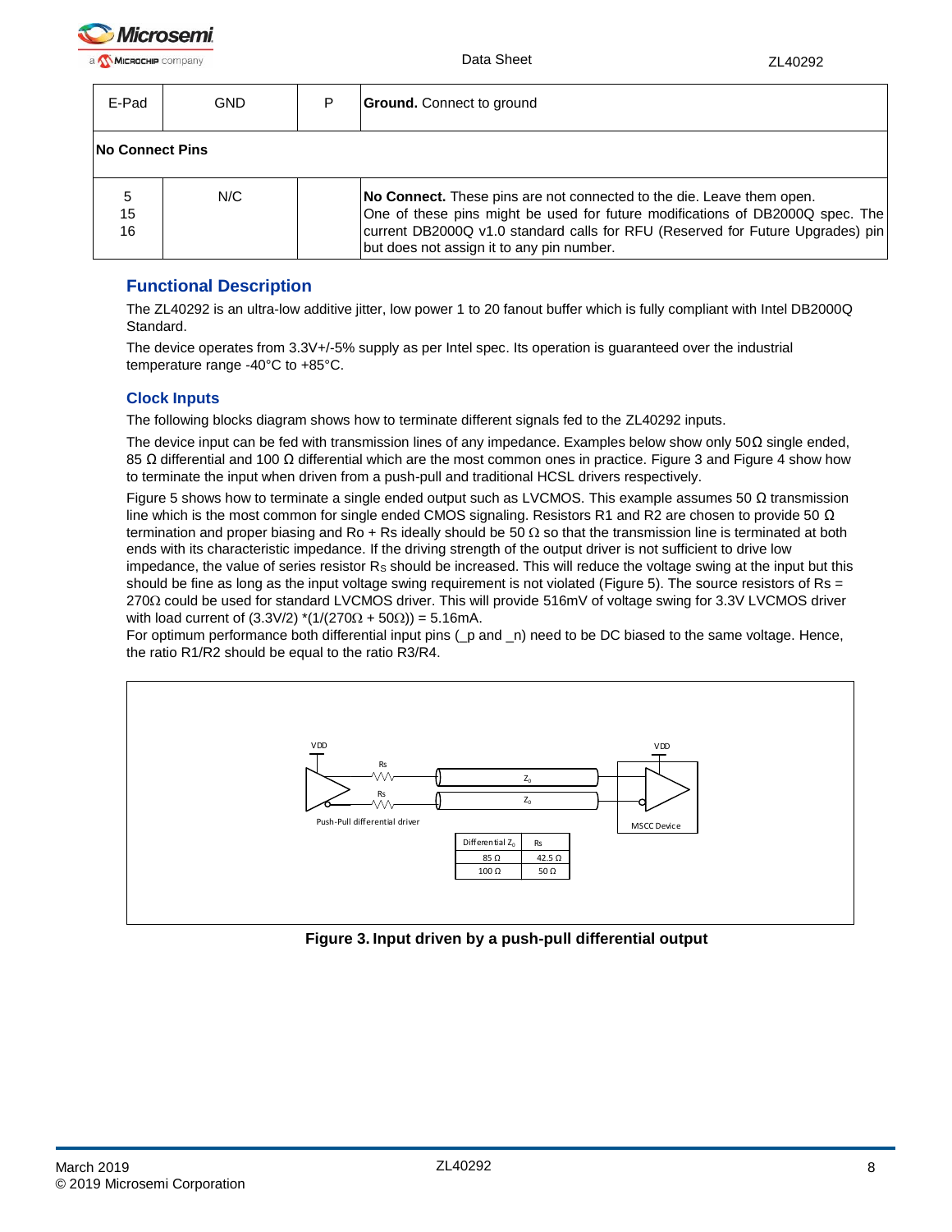| E-Pad | GND | P | **Ground.** Connect to ground |
|---|---|---|---|
| **No Connect Pins** | | | |
| 5<br>15<br>16 | N/C | | **No Connect.** These pins are not connected to the die. Leave them open. One of these pins might be used for future modifications of DB2000Q spec. The current DB2000Q v1.0 standard calls for RFU (Reserved for Future Upgrades) pin but does not assign it to any pin number. |

## Functional Description

The ZL40292 is an ultra-low additive jitter, low power 1 to 20 fanout buffer which is fully compliant with Intel DB2000Q Standard.

The device operates from 3.3V+/-5% supply as per Intel spec. Its operation is guaranteed over the industrial temperature range -40°C to +85°C.

## Clock Inputs

The following blocks diagram shows how to terminate different signals fed to the ZL40292 inputs.

The device input can be fed with transmission lines of any impedance. Examples below show only 50Ω single ended, 85 Ω differential and 100 Ω differential which are the most common ones in practice. Figure 3 and Figure 4 show how to terminate the input when driven from a push-pull and traditional HCSL drivers respectively.

Figure 5 shows how to terminate a single ended output such as LVCMOS. This example assumes 50 Ω transmission line which is the most common for single ended CMOS signaling. Resistors R1 and R2 are chosen to provide 50 Ω termination and proper biasing and Ro + Rs ideally should be 50 Ω so that the transmission line is terminated at both ends with its characteristic impedance. If the driving strength of the output driver is not sufficient to drive low impedance, the value of series resistor $R_S$ should be increased. This will reduce the voltage swing at the input but this should be fine as long as the input voltage swing requirement is not violated (Figure 5). The source resistors of Rs = 270Ω could be used for standard LVCMOS driver. This will provide 516mV of voltage swing for 3.3V LVCMOS driver with load current of (3.3V/2) *(1/(270Ω + 50Ω)) = 5.16mA.

For optimum performance both differential input pins (_p and _n) need to be DC biased to the same voltage. Hence, the ratio R1/R2 should be equal to the ratio R3/R4.

| Differential $Z_0$ | Rs |
|---|---|
| 85 Ω | 42.5 Ω |
| 100 Ω | 50 Ω |

**Figure 3. Input driven by a push-pull differential output**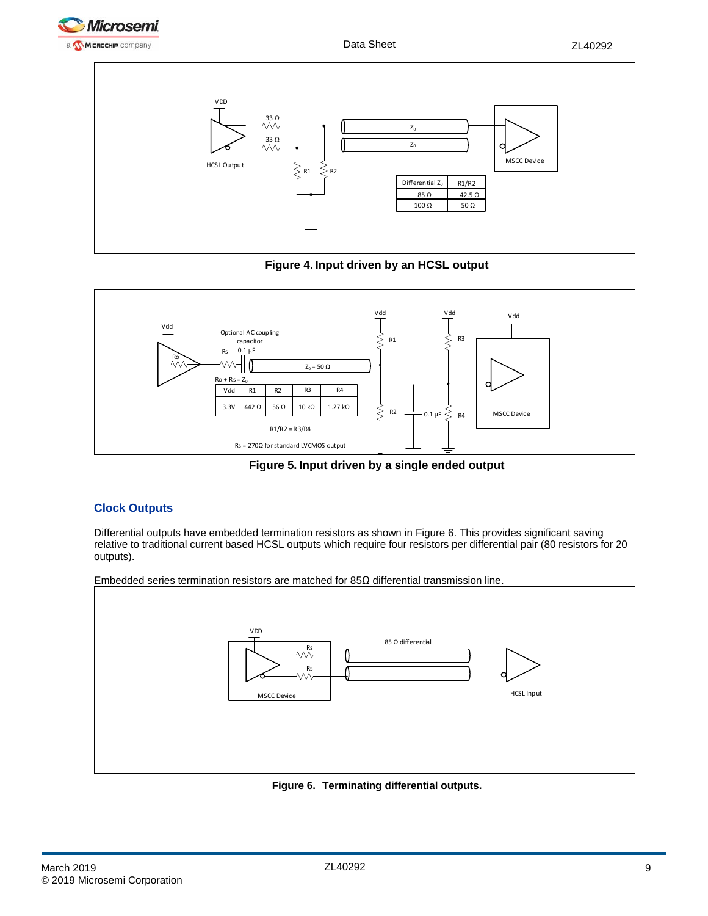| Differential $Z_0$ | R1/R2 |
|---|---|
| 85 Ω | 42.5 Ω |
| 100 Ω | 50 Ω |

**Figure 4. Input driven by an HCSL output**

| Vdd | R1 | R2 | R3 | R4 |
|---|---|---|---|---|
| 3.3V | 442 Ω | 56 Ω | 10 kΩ | 1.27 kΩ |

R1/R2 = R3/R4

Rs = 270Ω for standard LVCMOS output

**Figure 5. Input driven by a single ended output**

## Clock Outputs

Differential outputs have embedded termination resistors as shown in Figure 6. This provides significant saving relative to traditional current based HCSL outputs which require four resistors per differential pair (80 resistors for 20 outputs).

Embedded series termination resistors are matched for 85Ω differential transmission line.

**Figure 6. Terminating differential outputs.**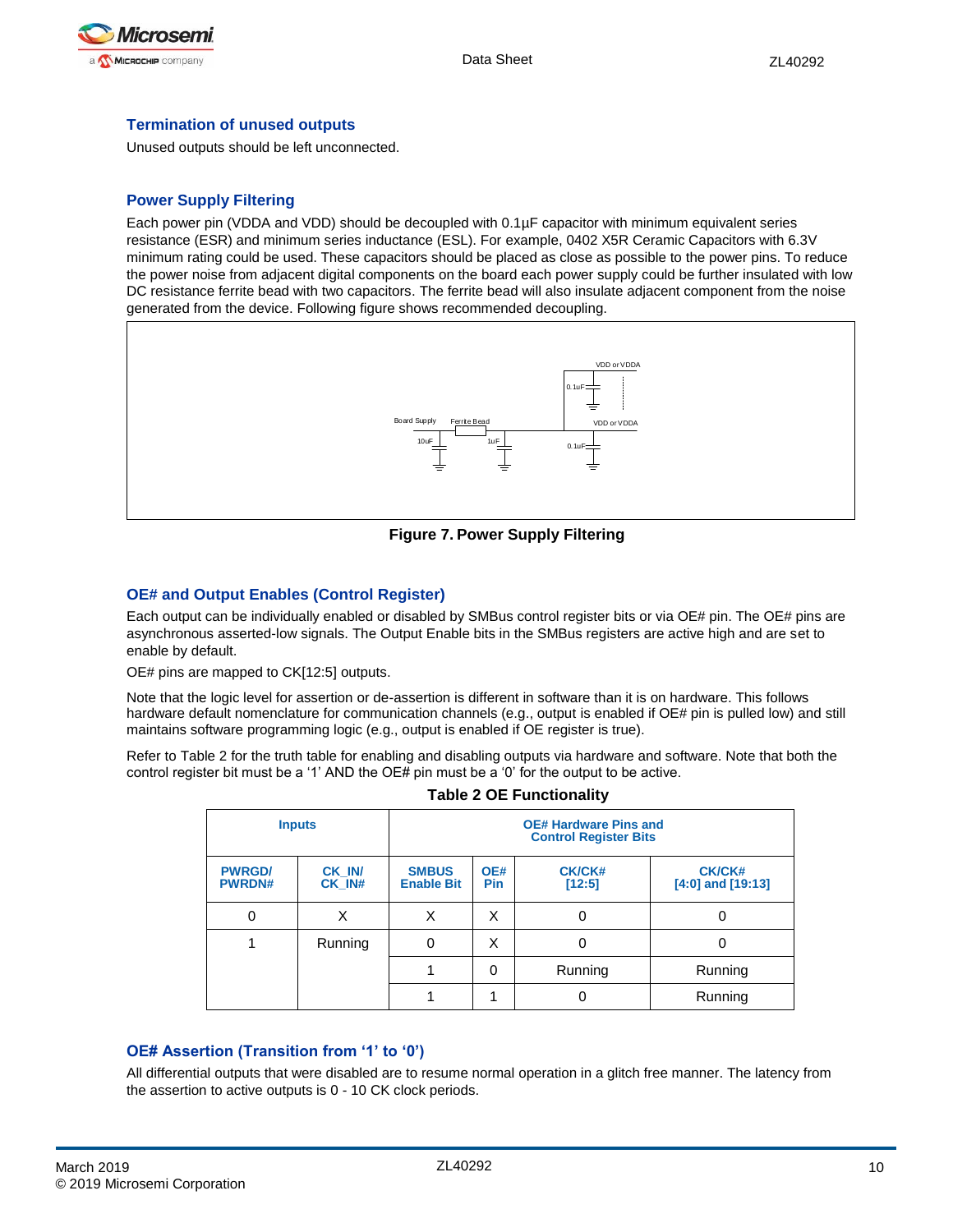### Termination of unused outputs

Unused outputs should be left unconnected.

### Power Supply Filtering

Each power pin (VDDA and VDD) should be decoupled with 0.1µF capacitor with minimum equivalent series resistance (ESR) and minimum series inductance (ESL). For example, 0402 X5R Ceramic Capacitors with 6.3V minimum rating could be used. These capacitors should be placed as close as possible to the power pins. To reduce the power noise from adjacent digital components on the board each power supply could be further insulated with low DC resistance ferrite bead with two capacitors. The ferrite bead will also insulate adjacent component from the noise generated from the device. Following figure shows recommended decoupling.

**Figure 7. Power Supply Filtering**

### OE# and Output Enables (Control Register)

Each output can be individually enabled or disabled by SMBus control register bits or via OE# pin. The OE# pins are asynchronous asserted-low signals. The Output Enable bits in the SMBus registers are active high and are set to enable by default.

OE# pins are mapped to CK[12:5] outputs.

Note that the logic level for assertion or de-assertion is different in software than it is on hardware. This follows hardware default nomenclature for communication channels (e.g., output is enabled if OE# pin is pulled low) and still maintains software programming logic (e.g., output is enabled if OE register is true).

Refer to Table 2 for the truth table for enabling and disabling outputs via hardware and software. Note that both the control register bit must be a '1' AND the OE# pin must be a '0' for the output to be active.

**Table 2 OE Functionality**

| Inputs | | OE# Hardware Pins and Control Register Bits | | | |
|---|---|---|---|---|---|
| PWRGD/ PWRDN# | CK_IN/ CK_IN# | SMBUS Enable Bit | OE# Pin | CK/CK# [12:5] | CK/CK# [4:0] and [19:13] |
| 0 | X | X | X | 0 | 0 |
| 1 | Running | 0 | X | 0 | 0 |
| | | 1 | 0 | Running | Running |
| | | 1 | 1 | 0 | Running |

### OE# Assertion (Transition from '1' to '0')

All differential outputs that were disabled are to resume normal operation in a glitch free manner. The latency from the assertion to active outputs is 0 - 10 CK clock periods.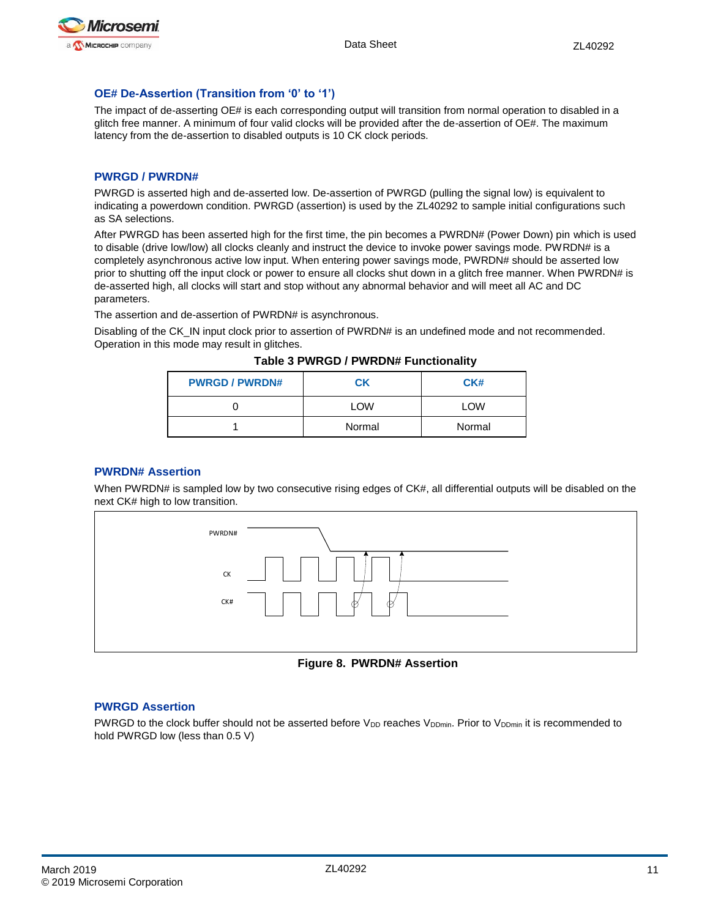### OE# De-Assertion (Transition from ‘0’ to ‘1’)

The impact of de-asserting OE# is each corresponding output will transition from normal operation to disabled in a glitch free manner. A minimum of four valid clocks will be provided after the de-assertion of OE#. The maximum latency from the de-assertion to disabled outputs is 10 CK clock periods.

### PWRGD / PWRDN#

PWRGD is asserted high and de-asserted low. De-assertion of PWRGD (pulling the signal low) is equivalent to indicating a powerdown condition. PWRGD (assertion) is used by the ZL40292 to sample initial configurations such as SA selections.

After PWRGD has been asserted high for the first time, the pin becomes a PWRDN# (Power Down) pin which is used to disable (drive low/low) all clocks cleanly and instruct the device to invoke power savings mode. PWRDN# is a completely asynchronous active low input. When entering power savings mode, PWRDN# should be asserted low prior to shutting off the input clock or power to ensure all clocks shut down in a glitch free manner. When PWRDN# is de-asserted high, all clocks will start and stop without any abnormal behavior and will meet all AC and DC parameters.

The assertion and de-assertion of PWRDN# is asynchronous.

Disabling of the CK_IN input clock prior to assertion of PWRDN# is an undefined mode and not recommended. Operation in this mode may result in glitches.

**Table 3 PWRGD / PWRDN# Functionality**

| PWRGD / PWRDN# | CK | CK# |
|---|---|---|
| 0 | LOW | LOW |
| 1 | Normal | Normal |

### PWRDN# Assertion

When PWRDN# is sampled low by two consecutive rising edges of CK#, all differential outputs will be disabled on the next CK# high to low transition.

**Figure 8. PWRDN# Assertion**

### PWRGD Assertion

PWRGD to the clock buffer should not be asserted before $V_{DD}$ reaches $V_{DDmin}$. Prior to $V_{DDmin}$ it is recommended to hold PWRGD low (less than 0.5 V)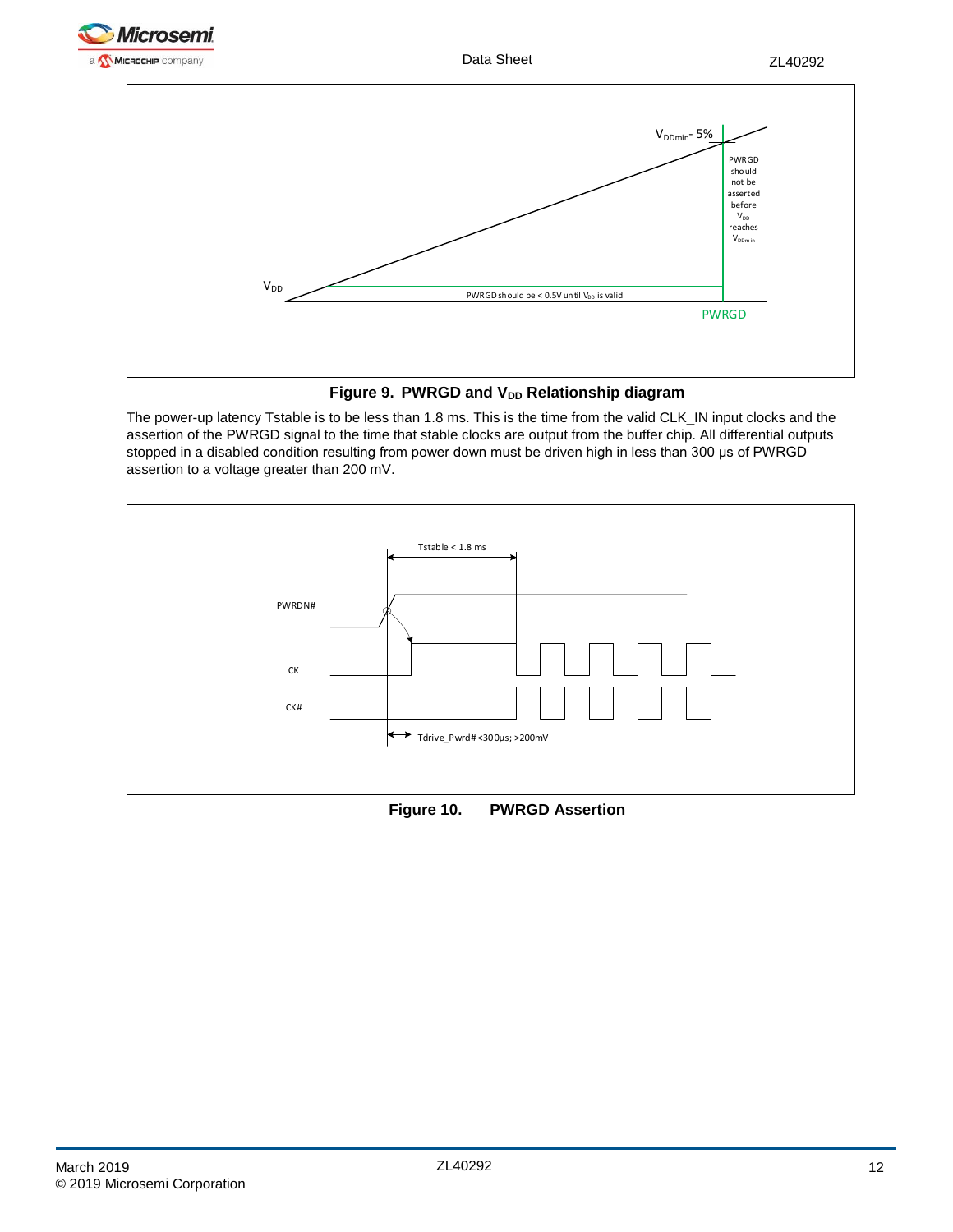VDDmin - 5%

PWRGD should not be asserted before VDD reaches VDDmin

VDD

PWRGD should be < 0.5V until VDD is valid

PWRGD

**Figure 9. PWRGD and $V_{DD}$ Relationship diagram**

The power-up latency Tstable is to be less than 1.8 ms. This is the time from the valid CLK_IN input clocks and the assertion of the PWRGD signal to the time that stable clocks are output from the buffer chip. All differential outputs stopped in a disabled condition resulting from power down must be driven high in less than 300 µs of PWRGD assertion to a voltage greater than 200 mV.

Tstable < 1.8 ms

PWRDN#

CK

CK#

Tdrive_Pwrd# <300µs; >200mV

**Figure 10. PWRGD Assertion**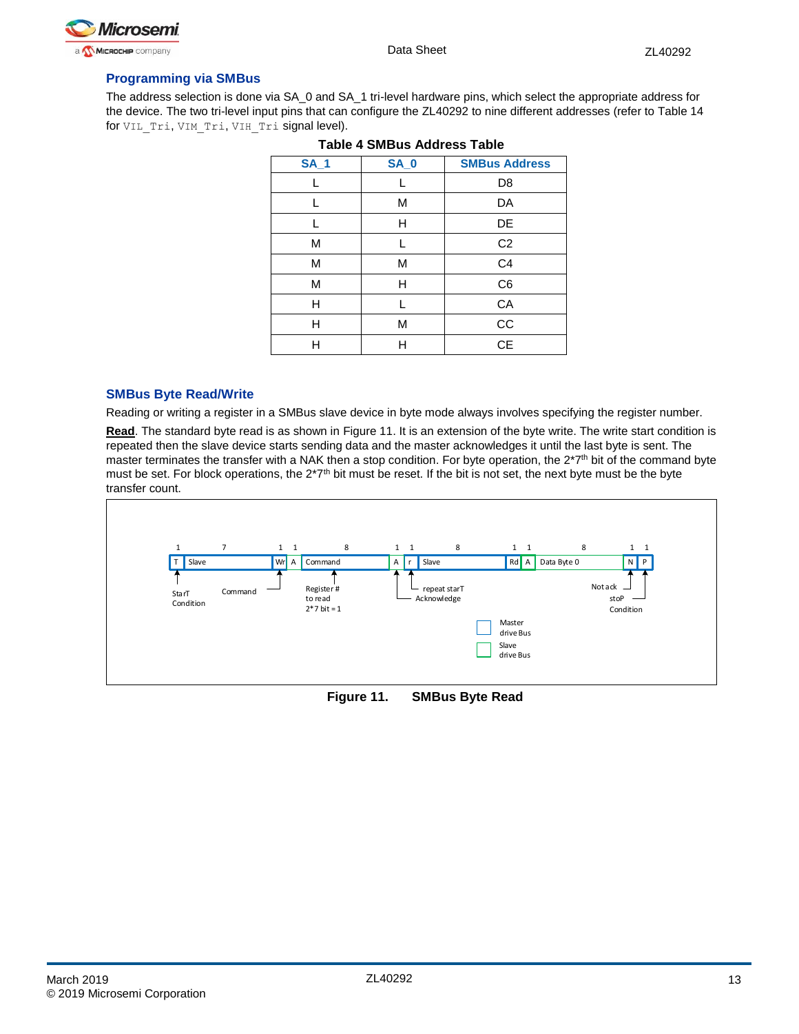## Programming via SMBus

The address selection is done via SA_0 and SA_1 tri-level hardware pins, which select the appropriate address for the device. The two tri-level input pins that can configure the ZL40292 to nine different addresses (refer to Table 14 for VIL_Tri, VIM_Tri, VIH_Tri signal level).

**Table 4 SMBus Address Table**

| SA_1 | SA_0 | SMBus Address |
|---|---|---|
| L | L | D8 |
| L | M | DA |
| L | H | DE |
| M | L | C2 |
| M | M | C4 |
| M | H | C6 |
| H | L | CA |
| H | M | CC |
| H | H | CE |

## SMBus Byte Read/Write

Reading or writing a register in a SMBus slave device in byte mode always involves specifying the register number.

**Read**. The standard byte read is as shown in Figure 11. It is an extension of the byte write. The write start condition is repeated then the slave device starts sending data and the master acknowledges it until the last byte is sent. The master terminates the transfer with a NAK then a stop condition. For byte operation, the 2*7th bit of the command byte must be set. For block operations, the 2*7th bit must be reset. If the bit is not set, the next byte must be the byte transfer count.

| 1 | 7 | 1 | 1 | 8 | 1 | 1 | 8 | 1 | 1 | 8 | 1 | 1 |
|---|---|---|---|---|---|---|---|---|---|---|---|---|
| T | Slave | Wr | A | Command | A | r | Slave | Rd | A | Data Byte 0 | N | P |

StarT Condition; Command; Register # to read 2*7 bit = 1; repeat starT; Acknowledge; Not ack; stoP Condition

Master drive Bus

Slave drive Bus

**Figure 11. SMBus Byte Read**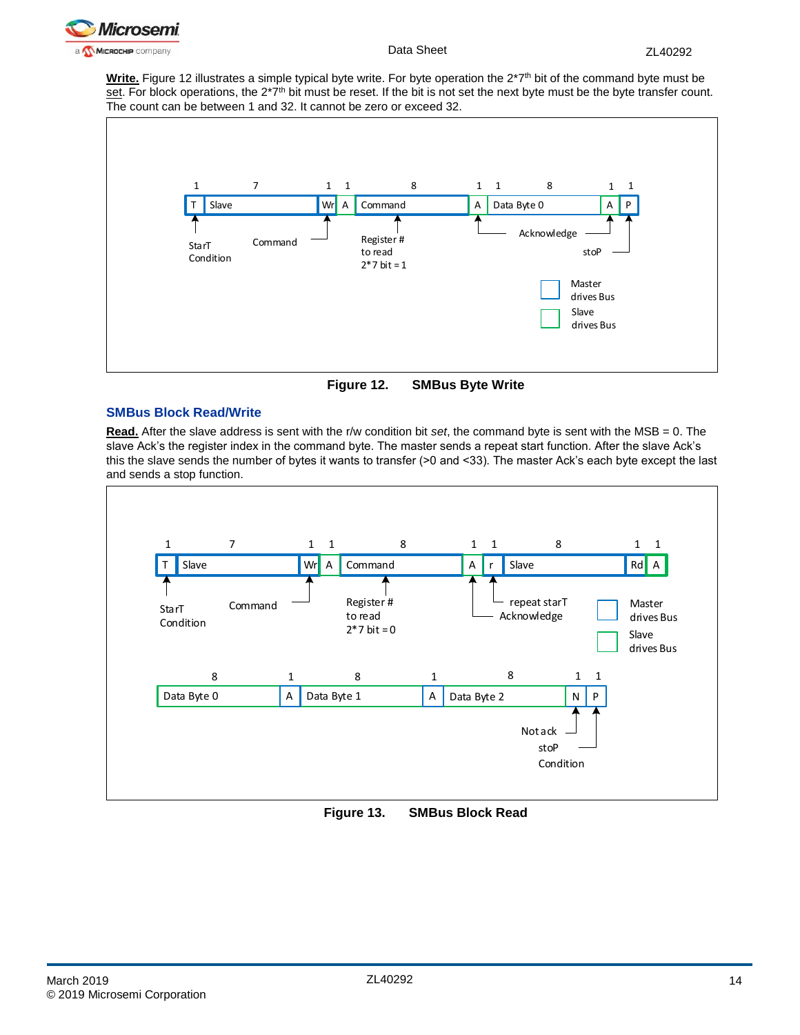**Write.** Figure 12 illustrates a simple typical byte write. For byte operation the 2*7[th] bit of the command byte must be set. For block operations, the 2*7[th] bit must be reset. If the bit is not set the next byte must be the byte transfer count. The count can be between 1 and 32. It cannot be zero or exceed 32.

**Figure 12. SMBus Byte Write**

### SMBus Block Read/Write

**Read.** After the slave address is sent with the r/w condition bit *set*, the command byte is sent with the MSB = 0. The slave Ack's the register index in the command byte. The master sends a repeat start function. After the slave Ack's this the slave sends the number of bytes it wants to transfer (>0 and <33). The master Ack's each byte except the last and sends a stop function.

**Figure 13. SMBus Block Read**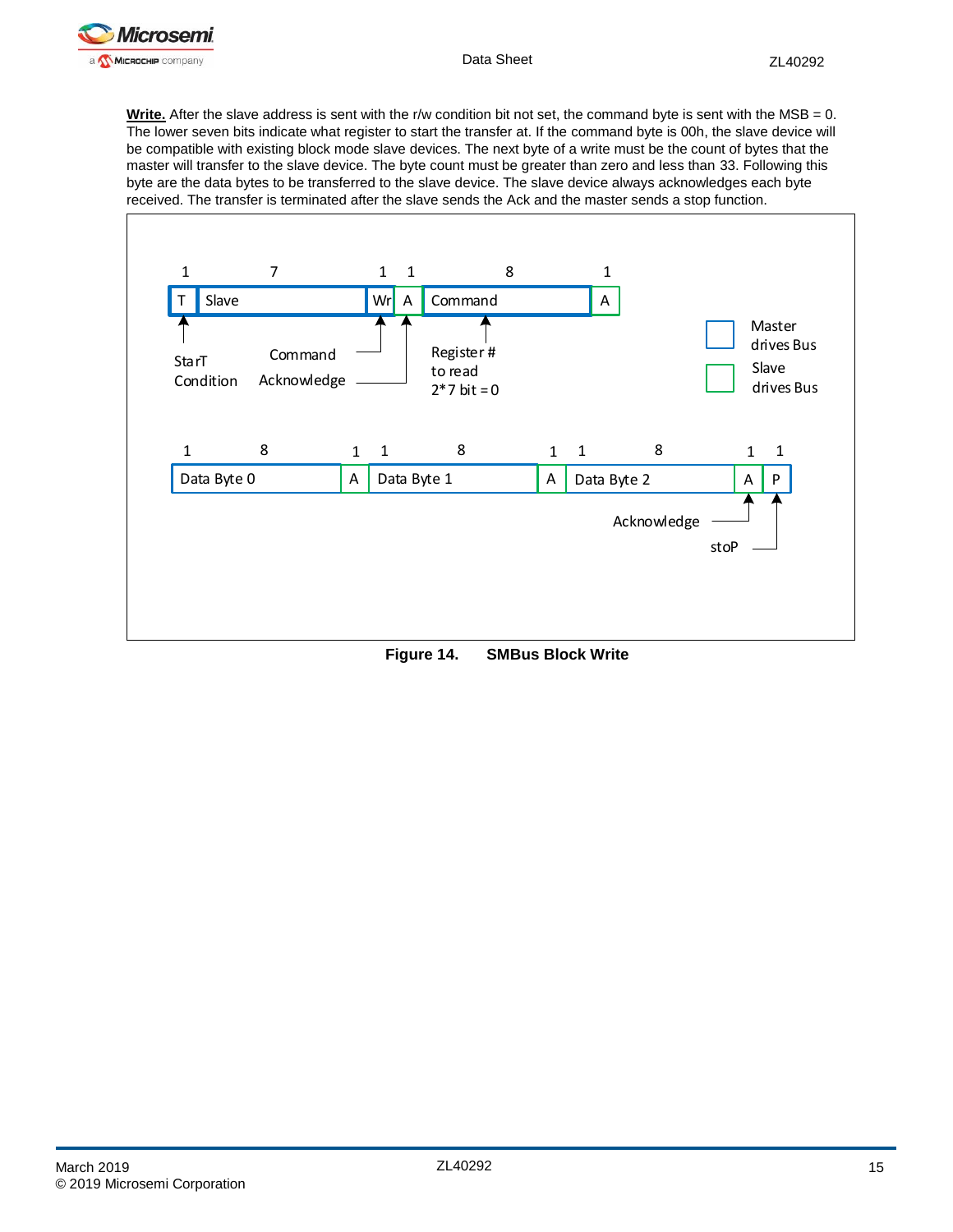**Write.** After the slave address is sent with the r/w condition bit not set, the command byte is sent with the MSB = 0. The lower seven bits indicate what register to start the transfer at. If the command byte is 00h, the slave device will be compatible with existing block mode slave devices. The next byte of a write must be the count of bytes that the master will transfer to the slave device. The byte count must be greater than zero and less than 33. Following this byte are the data bytes to be transferred to the slave device. The slave device always acknowledges each byte received. The transfer is terminated after the slave sends the Ack and the master sends a stop function.

| 1 | 7 | 1 | 1 | 8 | 1 |
|---|---|---|---|---|---|
| T | Slave | Wr | A | Command | A |

StarT Condition — Command — Acknowledge — Register # to read 2*7 bit = 0

Master drives Bus / Slave drives Bus

| 1 | 8 | 1 | 1 | 8 | 1 | 1 | 8 | 1 | 1 |
|---|---|---|---|---|---|---|---|---|---|
| | Data Byte 0 | A | | Data Byte 1 | A | | Data Byte 2 | A | P |

Acknowledge — stoP

**Figure 14. SMBus Block Write**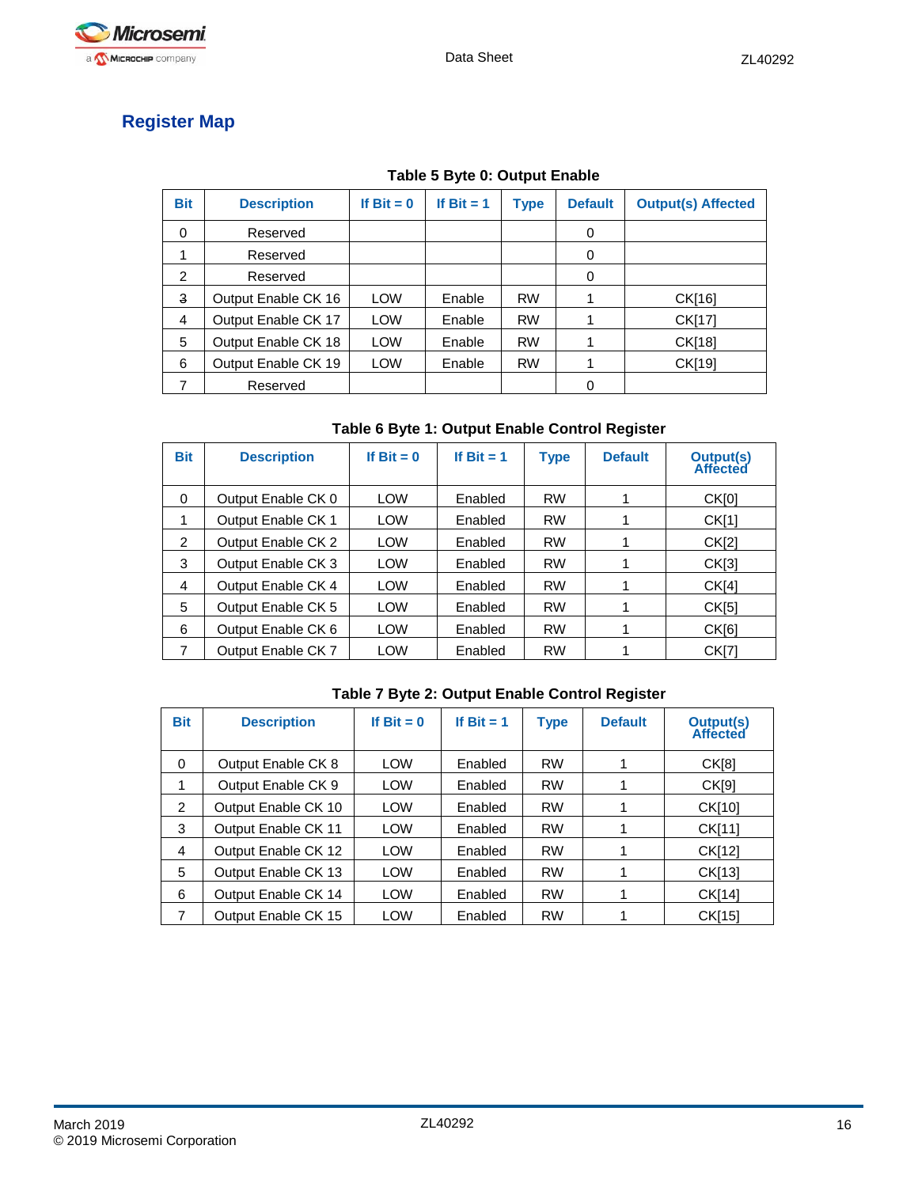## Register Map

**Table 5 Byte 0: Output Enable**

| Bit | Description | If Bit = 0 | If Bit = 1 | Type | Default | Output(s) Affected |
|---|---|---|---|---|---|---|
| 0 | Reserved | | | | 0 | |
| 1 | Reserved | | | | 0 | |
| 2 | Reserved | | | | 0 | |
| 3 | Output Enable CK 16 | LOW | Enable | RW | 1 | CK[16] |
| 4 | Output Enable CK 17 | LOW | Enable | RW | 1 | CK[17] |
| 5 | Output Enable CK 18 | LOW | Enable | RW | 1 | CK[18] |
| 6 | Output Enable CK 19 | LOW | Enable | RW | 1 | CK[19] |
| 7 | Reserved | | | | 0 | |

**Table 6 Byte 1: Output Enable Control Register**

| Bit | Description | If Bit = 0 | If Bit = 1 | Type | Default | Output(s) Affected |
|---|---|---|---|---|---|---|
| 0 | Output Enable CK 0 | LOW | Enabled | RW | 1 | CK[0] |
| 1 | Output Enable CK 1 | LOW | Enabled | RW | 1 | CK[1] |
| 2 | Output Enable CK 2 | LOW | Enabled | RW | 1 | CK[2] |
| 3 | Output Enable CK 3 | LOW | Enabled | RW | 1 | CK[3] |
| 4 | Output Enable CK 4 | LOW | Enabled | RW | 1 | CK[4] |
| 5 | Output Enable CK 5 | LOW | Enabled | RW | 1 | CK[5] |
| 6 | Output Enable CK 6 | LOW | Enabled | RW | 1 | CK[6] |
| 7 | Output Enable CK 7 | LOW | Enabled | RW | 1 | CK[7] |

**Table 7 Byte 2: Output Enable Control Register**

| Bit | Description | If Bit = 0 | If Bit = 1 | Type | Default | Output(s) Affected |
|---|---|---|---|---|---|---|
| 0 | Output Enable CK 8 | LOW | Enabled | RW | 1 | CK[8] |
| 1 | Output Enable CK 9 | LOW | Enabled | RW | 1 | CK[9] |
| 2 | Output Enable CK 10 | LOW | Enabled | RW | 1 | CK[10] |
| 3 | Output Enable CK 11 | LOW | Enabled | RW | 1 | CK[11] |
| 4 | Output Enable CK 12 | LOW | Enabled | RW | 1 | CK[12] |
| 5 | Output Enable CK 13 | LOW | Enabled | RW | 1 | CK[13] |
| 6 | Output Enable CK 14 | LOW | Enabled | RW | 1 | CK[14] |
| 7 | Output Enable CK 15 | LOW | Enabled | RW | 1 | CK[15] |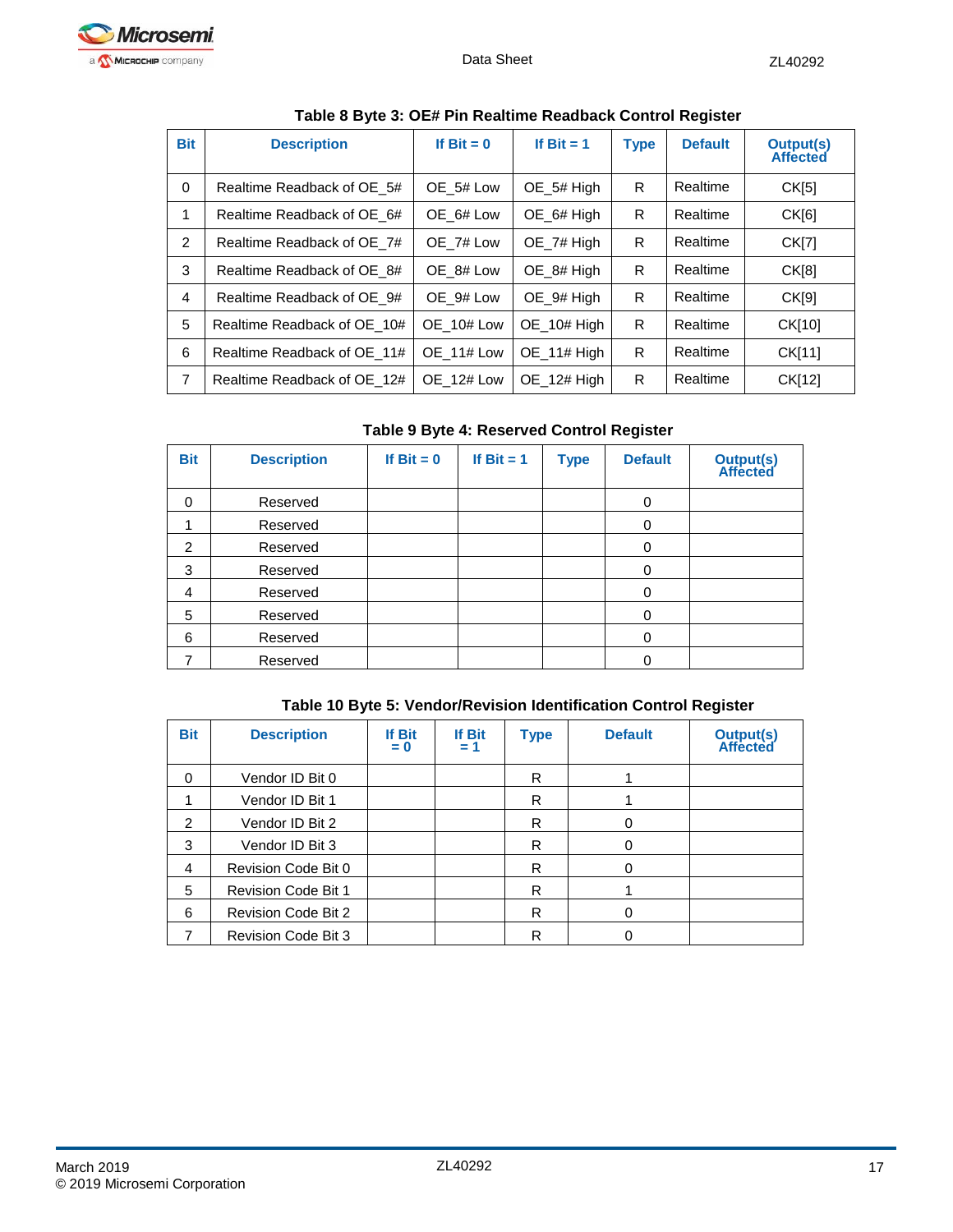**Table 8 Byte 3: OE# Pin Realtime Readback Control Register**

| Bit | Description | If Bit = 0 | If Bit = 1 | Type | Default | Output(s) Affected |
|---|---|---|---|---|---|---|
| 0 | Realtime Readback of OE_5# | OE_5# Low | OE_5# High | R | Realtime | CK[5] |
| 1 | Realtime Readback of OE_6# | OE_6# Low | OE_6# High | R | Realtime | CK[6] |
| 2 | Realtime Readback of OE_7# | OE_7# Low | OE_7# High | R | Realtime | CK[7] |
| 3 | Realtime Readback of OE_8# | OE_8# Low | OE_8# High | R | Realtime | CK[8] |
| 4 | Realtime Readback of OE_9# | OE_9# Low | OE_9# High | R | Realtime | CK[9] |
| 5 | Realtime Readback of OE_10# | OE_10# Low | OE_10# High | R | Realtime | CK[10] |
| 6 | Realtime Readback of OE_11# | OE_11# Low | OE_11# High | R | Realtime | CK[11] |
| 7 | Realtime Readback of OE_12# | OE_12# Low | OE_12# High | R | Realtime | CK[12] |

**Table 9 Byte 4: Reserved Control Register**

| Bit | Description | If Bit = 0 | If Bit = 1 | Type | Default | Output(s) Affected |
|---|---|---|---|---|---|---|
| 0 | Reserved | | | | 0 | |
| 1 | Reserved | | | | 0 | |
| 2 | Reserved | | | | 0 | |
| 3 | Reserved | | | | 0 | |
| 4 | Reserved | | | | 0 | |
| 5 | Reserved | | | | 0 | |
| 6 | Reserved | | | | 0 | |
| 7 | Reserved | | | | 0 | |

**Table 10 Byte 5: Vendor/Revision Identification Control Register**

| Bit | Description | If Bit = 0 | If Bit = 1 | Type | Default | Output(s) Affected |
|---|---|---|---|---|---|---|
| 0 | Vendor ID Bit 0 | | | R | 1 | |
| 1 | Vendor ID Bit 1 | | | R | 1 | |
| 2 | Vendor ID Bit 2 | | | R | 0 | |
| 3 | Vendor ID Bit 3 | | | R | 0 | |
| 4 | Revision Code Bit 0 | | | R | 0 | |
| 5 | Revision Code Bit 1 | | | R | 1 | |
| 6 | Revision Code Bit 2 | | | R | 0 | |
| 7 | Revision Code Bit 3 | | | R | 0 | |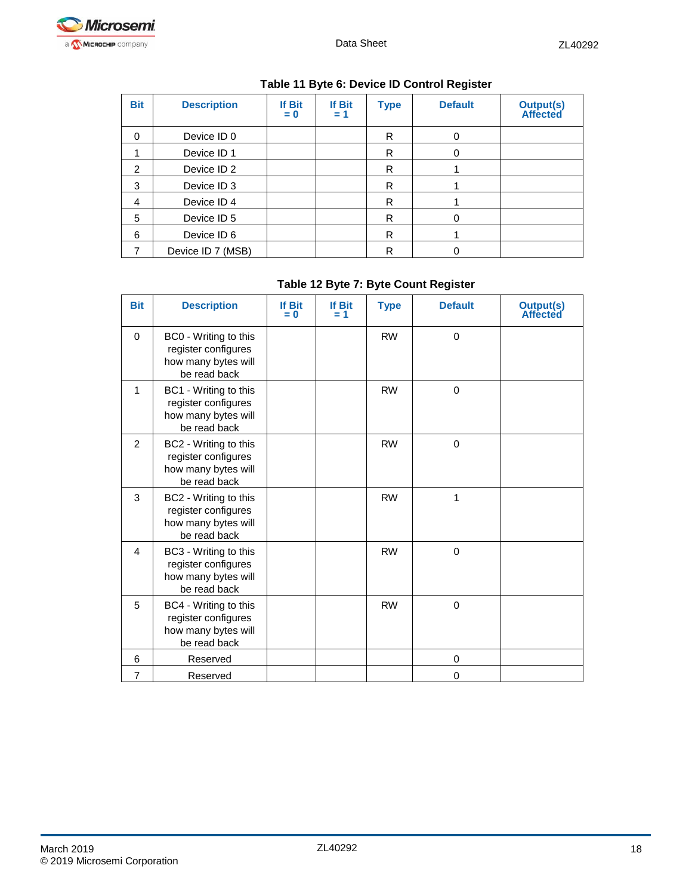**Table 11 Byte 6: Device ID Control Register**

| Bit | Description | If Bit = 0 | If Bit = 1 | Type | Default | Output(s) Affected |
|---|---|---|---|---|---|---|
| 0 | Device ID 0 | | | R | 0 | |
| 1 | Device ID 1 | | | R | 0 | |
| 2 | Device ID 2 | | | R | 1 | |
| 3 | Device ID 3 | | | R | 1 | |
| 4 | Device ID 4 | | | R | 1 | |
| 5 | Device ID 5 | | | R | 0 | |
| 6 | Device ID 6 | | | R | 1 | |
| 7 | Device ID 7 (MSB) | | | R | 0 | |

**Table 12 Byte 7: Byte Count Register**

| Bit | Description | If Bit = 0 | If Bit = 1 | Type | Default | Output(s) Affected |
|---|---|---|---|---|---|---|
| 0 | BC0 - Writing to this register configures how many bytes will be read back | | | RW | 0 | |
| 1 | BC1 - Writing to this register configures how many bytes will be read back | | | RW | 0 | |
| 2 | BC2 - Writing to this register configures how many bytes will be read back | | | RW | 0 | |
| 3 | BC2 - Writing to this register configures how many bytes will be read back | | | RW | 1 | |
| 4 | BC3 - Writing to this register configures how many bytes will be read back | | | RW | 0 | |
| 5 | BC4 - Writing to this register configures how many bytes will be read back | | | RW | 0 | |
| 6 | Reserved | | | | 0 | |
| 7 | Reserved | | | | 0 | |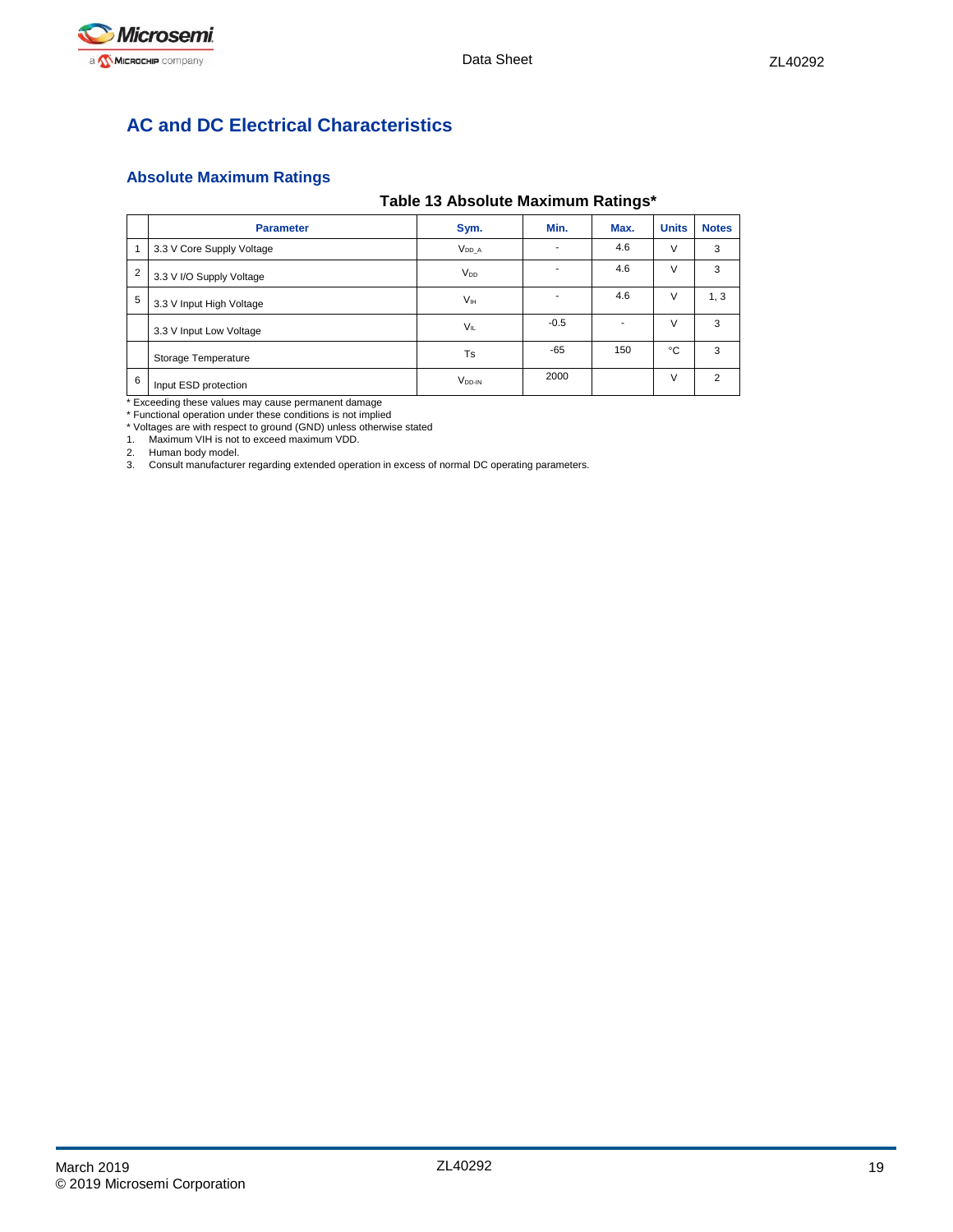## AC and DC Electrical Characteristics

### Absolute Maximum Ratings

**Table 13 Absolute Maximum Ratings***

| | Parameter | Sym. | Min. | Max. | Units | Notes |
|---|---|---|---|---|---|---|
| 1 | 3.3 V Core Supply Voltage | $V_{DD\_A}$ | - | 4.6 | V | 3 |
| 2 | 3.3 V I/O Supply Voltage | $V_{DD}$ | - | 4.6 | V | 3 |
| 5 | 3.3 V Input High Voltage | $V_{IH}$ | - | 4.6 | V | 1, 3 |
| | 3.3 V Input Low Voltage | $V_{IL}$ | -0.5 | - | V | 3 |
| | Storage Temperature | Ts | -65 | 150 | °C | 3 |
| 6 | Input ESD protection | $V_{DD-IN}$ | 2000 | | V | 2 |

* Exceeding these values may cause permanent damage
* Functional operation under these conditions is not implied
* Voltages are with respect to ground (GND) unless otherwise stated

1. Maximum VIH is not to exceed maximum VDD.
2. Human body model.
3. Consult manufacturer regarding extended operation in excess of normal DC operating parameters.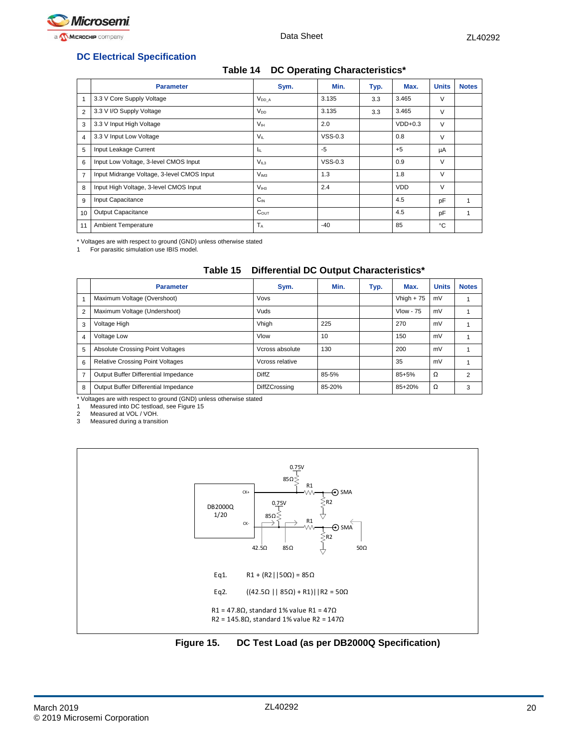## DC Electrical Specification

**Table 14 DC Operating Characteristics***

| | Parameter | Sym. | Min. | Typ. | Max. | Units | Notes |
|---|---|---|---|---|---|---|---|
| 1 | 3.3 V Core Supply Voltage | $V_{DD\_A}$ | 3.135 | 3.3 | 3.465 | V | |
| 2 | 3.3 V I/O Supply Voltage | $V_{DD}$ | 3.135 | 3.3 | 3.465 | V | |
| 3 | 3.3 V Input High Voltage | $V_{IH}$ | 2.0 | | VDD+0.3 | V | |
| 4 | 3.3 V Input Low Voltage | $V_{IL}$ | VSS-0.3 | | 0.8 | V | |
| 5 | Input Leakage Current | $I_{IL}$ | -5 | | +5 | µA | |
| 6 | Input Low Voltage, 3-level CMOS Input | $V_{IL3}$ | VSS-0.3 | | 0.9 | V | |
| 7 | Input Midrange Voltage, 3-level CMOS Input | $V_{IM3}$ | 1.3 | | 1.8 | V | |
| 8 | Input High Voltage, 3-level CMOS Input | $V_{IH3}$ | 2.4 | | VDD | V | |
| 9 | Input Capacitance | $C_{IN}$ | | | 4.5 | pF | 1 |
| 10 | Output Capacitance | $C_{OUT}$ | | | 4.5 | pF | 1 |
| 11 | Ambient Temperature | $T_A$ | -40 | | 85 | °C | |

\* Voltages are with respect to ground (GND) unless otherwise stated

1 For parasitic simulation use IBIS model.

**Table 15 Differential DC Output Characteristics***

| | Parameter | Sym. | Min. | Typ. | Max. | Units | Notes |
|---|---|---|---|---|---|---|---|
| 1 | Maximum Voltage (Overshoot) | Vovs | | | Vhigh + 75 | mV | 1 |
| 2 | Maximum Voltage (Undershoot) | Vuds | | | Vlow - 75 | mV | 1 |
| 3 | Voltage High | Vhigh | 225 | | 270 | mV | 1 |
| 4 | Voltage Low | Vlow | 10 | | 150 | mV | 1 |
| 5 | Absolute Crossing Point Voltages | Vcross absolute | 130 | | 200 | mV | 1 |
| 6 | Relative Crossing Point Voltages | Vcross relative | | | 35 | mV | 1 |
| 7 | Output Buffer Differential Impedance | DiffZ | 85-5% | | 85+5% | Ω | 2 |
| 8 | Output Buffer Differential Impedance | DiffZCrossing | 85-20% | | 85+20% | Ω | 3 |

\* Voltages are with respect to ground (GND) unless otherwise stated

1 Measured into DC testload, see Figure 15

2 Measured at VOL / VOH.

3 Measured during a transition

DB2000Q 1/20 — CK+, CK-; 0.75V; 85Ω; R1; R2; SMA; 42.5Ω; 85Ω; 50Ω

Eq1. R1 + (R2||50Ω) = 85Ω

Eq2. ((42.5Ω || 85Ω) + R1)||R2 = 50Ω

R1 = 47.8Ω, standard 1% value R1 = 47Ω

R2 = 145.8Ω, standard 1% value R2 = 147Ω

**Figure 15. DC Test Load (as per DB2000Q Specification)**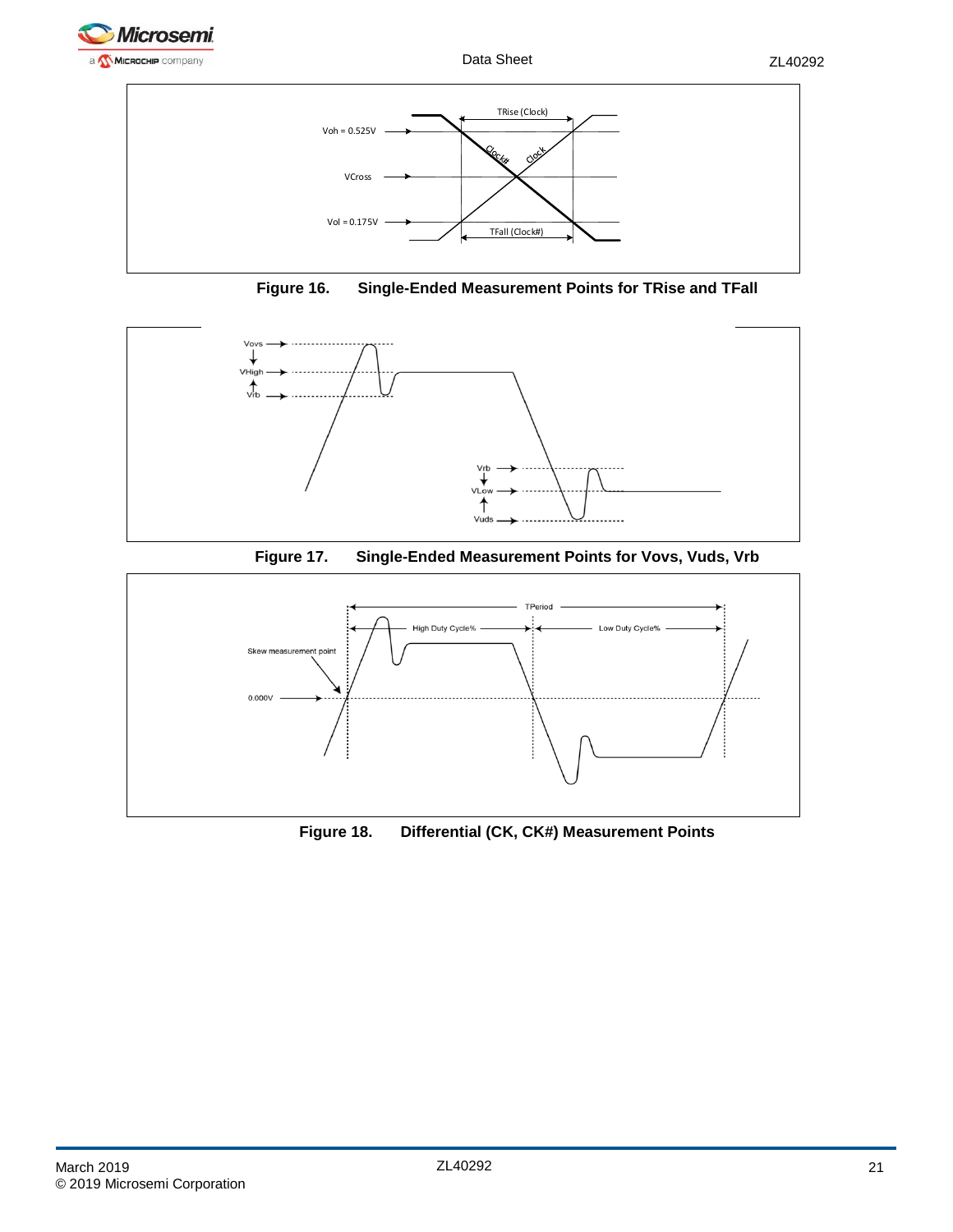Figure 16. Single-Ended Measurement Points for TRise and TFall

Figure 17. Single-Ended Measurement Points for Vovs, Vuds, Vrb

Figure 18. Differential (CK, CK#) Measurement Points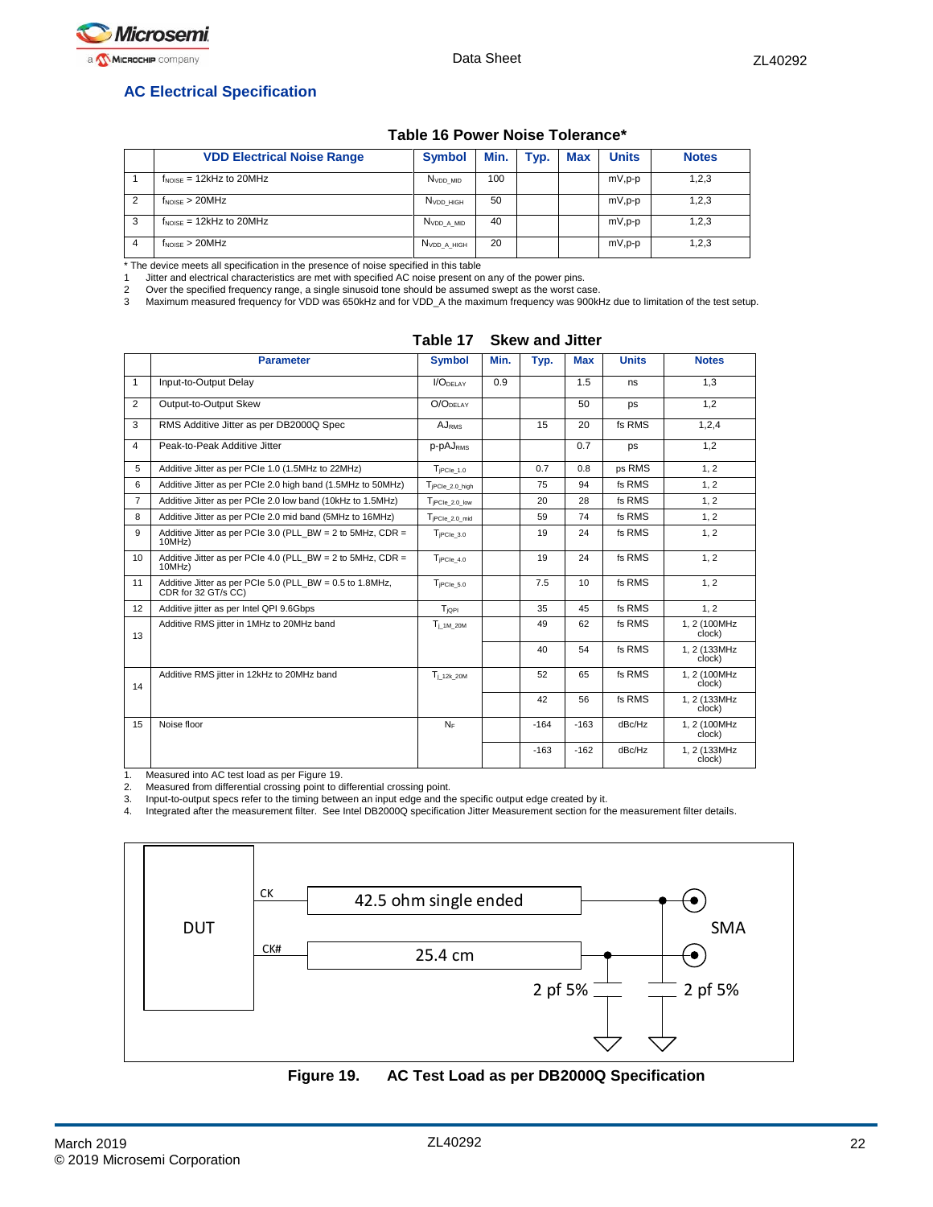## AC Electrical Specification

**Table 16 Power Noise Tolerance***

| | VDD Electrical Noise Range | Symbol | Min. | Typ. | Max | Units | Notes |
|---|---|---|---|---|---|---|---|
| 1 | $f_{NOISE}$ = 12kHz to 20MHz | $N_{VDD\_MID}$ | 100 | | | mV,p-p | 1,2,3 |
| 2 | $f_{NOISE}$ > 20MHz | $N_{VDD\_HIGH}$ | 50 | | | mV,p-p | 1,2,3 |
| 3 | $f_{NOISE}$ = 12kHz to 20MHz | $N_{VDD\_A\_MID}$ | 40 | | | mV,p-p | 1,2,3 |
| 4 | $f_{NOISE}$ > 20MHz | $N_{VDD\_A\_HIGH}$ | 20 | | | mV,p-p | 1,2,3 |

\* The device meets all specification in the presence of noise specified in this table

1. Jitter and electrical characteristics are met with specified AC noise present on any of the power pins.
2. Over the specified frequency range, a single sinusoid tone should be assumed swept as the worst case.
3. Maximum measured frequency for VDD was 650kHz and for VDD_A the maximum frequency was 900kHz due to limitation of the test setup.

**Table 17 Skew and Jitter**

| | Parameter | Symbol | Min. | Typ. | Max | Units | Notes |
|---|---|---|---|---|---|---|---|
| 1 | Input-to-Output Delay | $I/O_{DELAY}$ | 0.9 | | 1.5 | ns | 1,3 |
| 2 | Output-to-Output Skew | $O/O_{DELAY}$ | | | 50 | ps | 1,2 |
| 3 | RMS Additive Jitter as per DB2000Q Spec | $AJ_{RMS}$ | | 15 | 20 | fs RMS | 1,2,4 |
| 4 | Peak-to-Peak Additive Jitter | $p\text{-}pAJ_{RMS}$ | | | 0.7 | ps | 1,2 |
| 5 | Additive Jitter as per PCIe 1.0 (1.5MHz to 22MHz) | $T_{jPCIe\_1.0}$ | | 0.7 | 0.8 | ps RMS | 1, 2 |
| 6 | Additive Jitter as per PCIe 2.0 high band (1.5MHz to 50MHz) | $T_{jPCIe\_2.0\_high}$ | | 75 | 94 | fs RMS | 1, 2 |
| 7 | Additive Jitter as per PCIe 2.0 low band (10kHz to 1.5MHz) | $T_{jPCIe\_2.0\_low}$ | | 20 | 28 | fs RMS | 1, 2 |
| 8 | Additive Jitter as per PCIe 2.0 mid band (5MHz to 16MHz) | $T_{jPCIe\_2.0\_mid}$ | | 59 | 74 | fs RMS | 1, 2 |
| 9 | Additive Jitter as per PCIe 3.0 (PLL_BW = 2 to 5MHz, CDR = 10MHz) | $T_{jPCIe\_3.0}$ | | 19 | 24 | fs RMS | 1, 2 |
| 10 | Additive Jitter as per PCIe 4.0 (PLL_BW = 2 to 5MHz, CDR = 10MHz) | $T_{jPCIe\_4.0}$ | | 19 | 24 | fs RMS | 1, 2 |
| 11 | Additive Jitter as per PCIe 5.0 (PLL_BW = 0.5 to 1.8MHz, CDR for 32 GT/s CC) | $T_{jPCIe\_5.0}$ | | 7.5 | 10 | fs RMS | 1, 2 |
| 12 | Additive jitter as per Intel QPI 9.6Gbps | $T_{jQPI}$ | | 35 | 45 | fs RMS | 1, 2 |
| 13 | Additive RMS jitter in 1MHz to 20MHz band | $T_{j\_1M\_20M}$ | | 49 | 62 | fs RMS | 1, 2 (100MHz clock) |
| | | | | 40 | 54 | fs RMS | 1, 2 (133MHz clock) |
| 14 | Additive RMS jitter in 12kHz to 20MHz band | $T_{j\_12k\_20M}$ | | 52 | 65 | fs RMS | 1, 2 (100MHz clock) |
| | | | | 42 | 56 | fs RMS | 1, 2 (133MHz clock) |
| 15 | Noise floor | $N_F$ | | -164 | -163 | dBc/Hz | 1, 2 (100MHz clock) |
| | | | | -163 | -162 | dBc/Hz | 1, 2 (133MHz clock) |

1. Measured into AC test load as per Figure 19.
2. Measured from differential crossing point to differential crossing point.
3. Input-to-output specs refer to the timing between an input edge and the specific output edge created by it.
4. Integrated after the measurement filter. See Intel DB2000Q specification Jitter Measurement section for the measurement filter details.

DUT — CK, CK# — 42.5 ohm single ended — 25.4 cm — SMA — 2 pf 5% — 2 pf 5%

**Figure 19. AC Test Load as per DB2000Q Specification**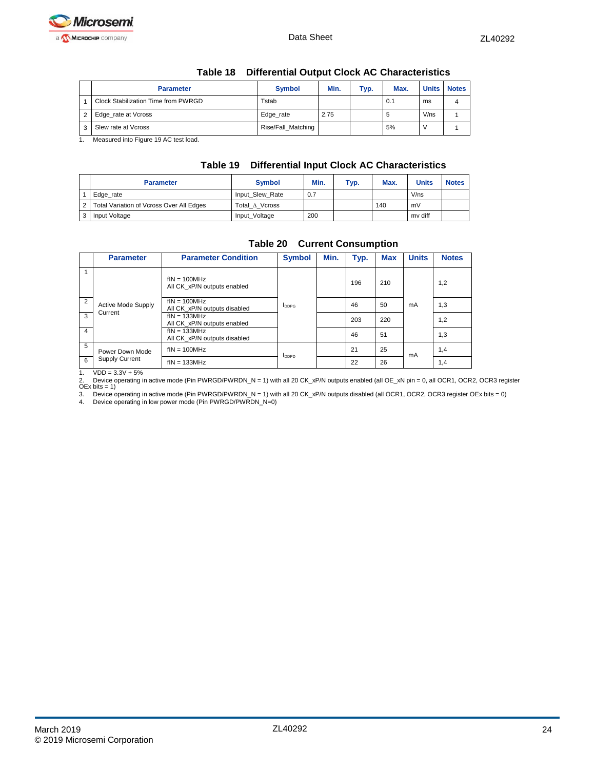**Table 18 Differential Output Clock AC Characteristics**

| | Parameter | Symbol | Min. | Typ. | Max. | Units | Notes |
|---|---|---|---|---|---|---|---|
| 1 | Clock Stabilization Time from PWRGD | Tstab | | | 0.1 | ms | 4 |
| 2 | Edge_rate at Vcross | Edge_rate | 2.75 | | 5 | V/ns | 1 |
| 3 | Slew rate at Vcross | Rise/Fall_Matching | | | 5% | V | 1 |

1. Measured into Figure 19 AC test load.

**Table 19 Differential Input Clock AC Characteristics**

| | Parameter | Symbol | Min. | Typ. | Max. | Units | Notes |
|---|---|---|---|---|---|---|---|
| 1 | Edge_rate | Input_Slew_Rate | 0.7 | | | V/ns | |
| 2 | Total Variation of Vcross Over All Edges | Total_Δ_Vcross | | | 140 | mV | |
| 3 | Input Voltage | Input_Voltage | 200 | | | mv diff | |

**Table 20 Current Consumption**

| | Parameter | Parameter Condition | Symbol | Min. | Typ. | Max | Units | Notes |
|---|---|---|---|---|---|---|---|---|
| 1 | Active Mode Supply Current | fIN = 100MHz All CK_xP/N outputs enabled | $I_{DDPG}$ | | 196 | 210 | mA | 1,2 |
| 2 | | fIN = 100MHz All CK_xP/N outputs disabled | | | 46 | 50 | | 1,3 |
| 3 | | fIN = 133MHz All CK_xP/N outputs enabled | | | 203 | 220 | | 1,2 |
| 4 | | fIN = 133MHz All CK_xP/N outputs disabled | | | 46 | 51 | | 1,3 |
| 5 | Power Down Mode Supply Current | fIN = 100MHz | $I_{DDPD}$ | | 21 | 25 | mA | 1,4 |
| 6 | | fIN = 133MHz | | | 22 | 26 | | 1,4 |

1. VDD = 3.3V + 5%
2. Device operating in active mode (Pin PWRGD/PWRDN_N = 1) with all 20 CK_xP/N outputs enabled (all OE_xN pin = 0, all OCR1, OCR2, OCR3 register OEx bits = 1)
3. Device operating in active mode (Pin PWRGD/PWRDN_N = 1) with all 20 CK_xP/N outputs disabled (all OCR1, OCR2, OCR3 register OEx bits = 0)
4. Device operating in low power mode (Pin PWRGD/PWRDN_N=0)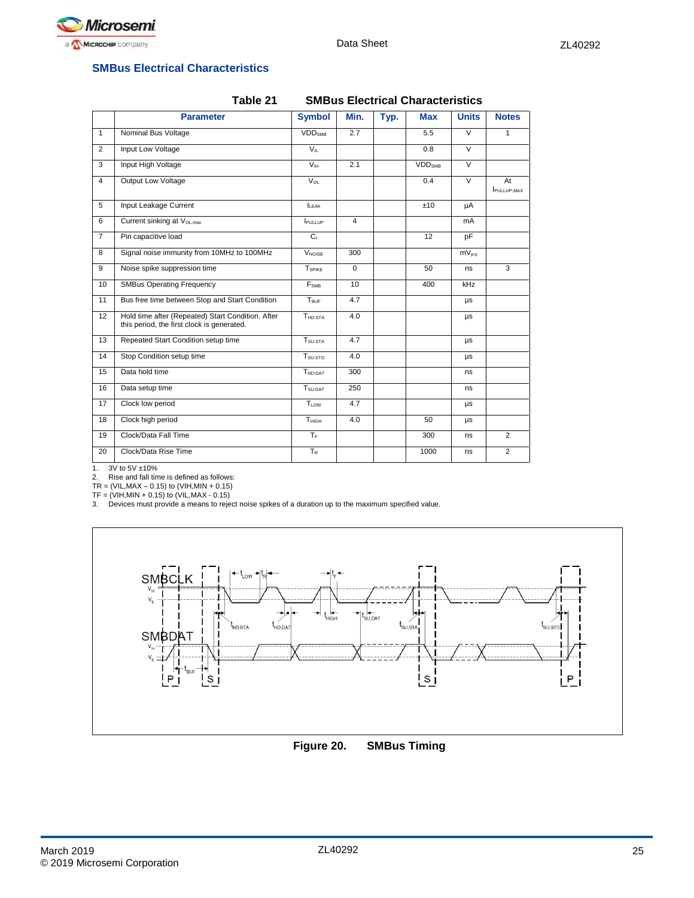## SMBus Electrical Characteristics

**Table 21 SMBus Electrical Characteristics**

| | Parameter | Symbol | Min. | Typ. | Max | Units | Notes |
|---|---|---|---|---|---|---|---|
| 1 | Nominal Bus Voltage | $VDD_{SMB}$ | 2.7 | | 5.5 | V | 1 |
| 2 | Input Low Voltage | $V_{IL}$ | | | 0.8 | V | |
| 3 | Input High Voltage | $V_{IH}$ | 2.1 | | $VDD_{SMB}$ | V | |
| 4 | Output Low Voltage | $V_{OL}$ | | | 0.4 | V | At $I_{PULLUP,MAX}$ |
| 5 | Input Leakage Current | $I_{LEAK}$ | | | ±10 | µA | |
| 6 | Current sinking at $V_{OL,max}$ | $I_{PULLUP}$ | 4 | | | mA | |
| 7 | Pin capacitive load | $C_I$ | | | 12 | pF | |
| 8 | Signal noise immunity from 10MHz to 100MHz | $V_{NOISE}$ | 300 | | | $mV_{P-P}$ | |
| 9 | Noise spike suppression time | $T_{SPIKE}$ | 0 | | 50 | ns | 3 |
| 10 | SMBus Operating Frequency | $F_{SMB}$ | 10 | | 400 | kHz | |
| 11 | Bus free time between Stop and Start Condition | $T_{BUF}$ | 4.7 | | | µs | |
| 12 | Hold time after (Repeated) Start Condition. After this period, the first clock is generated. | $T_{HD:STA}$ | 4.0 | | | µs | |
| 13 | Repeated Start Condition setup time | $T_{SU:STA}$ | 4.7 | | | µs | |
| 14 | Stop Condition setup time | $T_{SU:STO}$ | 4.0 | | | µs | |
| 15 | Data hold time | $T_{HD:DAT}$ | 300 | | | ns | |
| 16 | Data setup time | $T_{SU:DAT}$ | 250 | | | ns | |
| 17 | Clock low period | $T_{LOW}$ | 4.7 | | | µs | |
| 18 | Clock high period | $T_{HIGH}$ | 4.0 | | 50 | µs | |
| 19 | Clock/Data Fall Time | $T_F$ | | | 300 | ns | 2 |
| 20 | Clock/Data Rise Time | $T_R$ | | | 1000 | ns | 2 |

1. 3V to 5V ±10%
2. Rise and fall time is defined as follows:
TR = (VIL,MAX – 0.15) to (VIH,MIN + 0.15)
TF = (VIH,MIN + 0.15) to (VIL,MAX - 0.15)
3. Devices must provide a means to reject noise spikes of a duration up to the maximum specified value.

**Figure 20. SMBus Timing**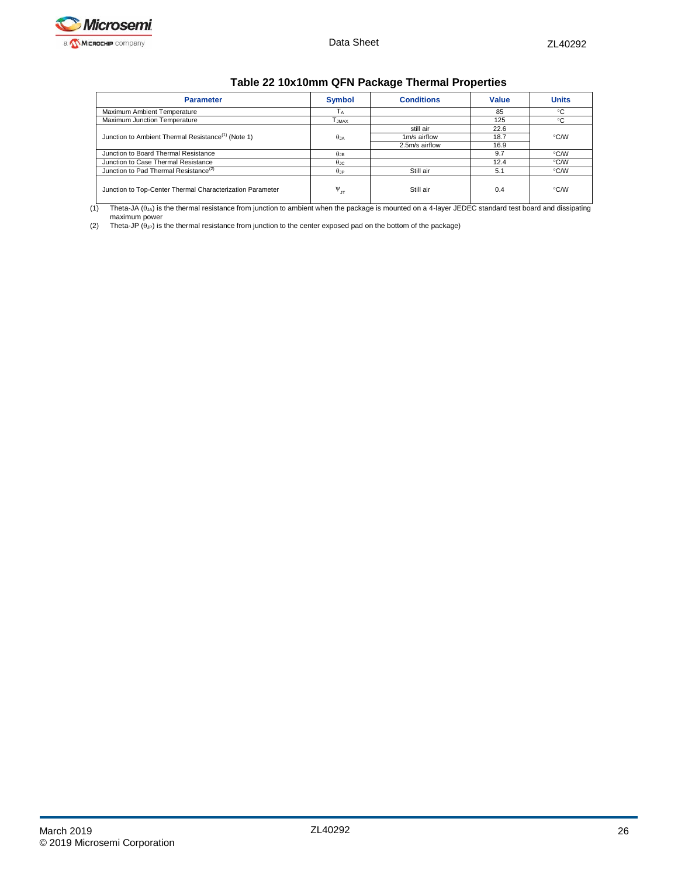**Table 22 10x10mm QFN Package Thermal Properties**

| Parameter | Symbol | Conditions | Value | Units |
|---|---|---|---|---|
| Maximum Ambient Temperature | $T_A$ | | 85 | °C |
| Maximum Junction Temperature | $T_{JMAX}$ | | 125 | °C |
| Junction to Ambient Thermal Resistance[1] (Note 1) | $\theta_{JA}$ | still air | 22.6 | °C/W |
| | | 1m/s airflow | 18.7 | |
| | | 2.5m/s airflow | 16.9 | |
| Junction to Board Thermal Resistance | $\theta_{JB}$ | | 9.7 | °C/W |
| Junction to Case Thermal Resistance | $\theta_{JC}$ | | 12.4 | °C/W |
| Junction to Pad Thermal Resistance[2] | $\theta_{JP}$ | Still air | 5.1 | °C/W |
| Junction to Top-Center Thermal Characterization Parameter | $\Psi_{JT}$ | Still air | 0.4 | °C/W |

(1) Theta-JA ($\theta_{JA}$) is the thermal resistance from junction to ambient when the package is mounted on a 4-layer JEDEC standard test board and dissipating maximum power

(2) Theta-JP ($\theta_{JP}$) is the thermal resistance from junction to the center exposed pad on the bottom of the package)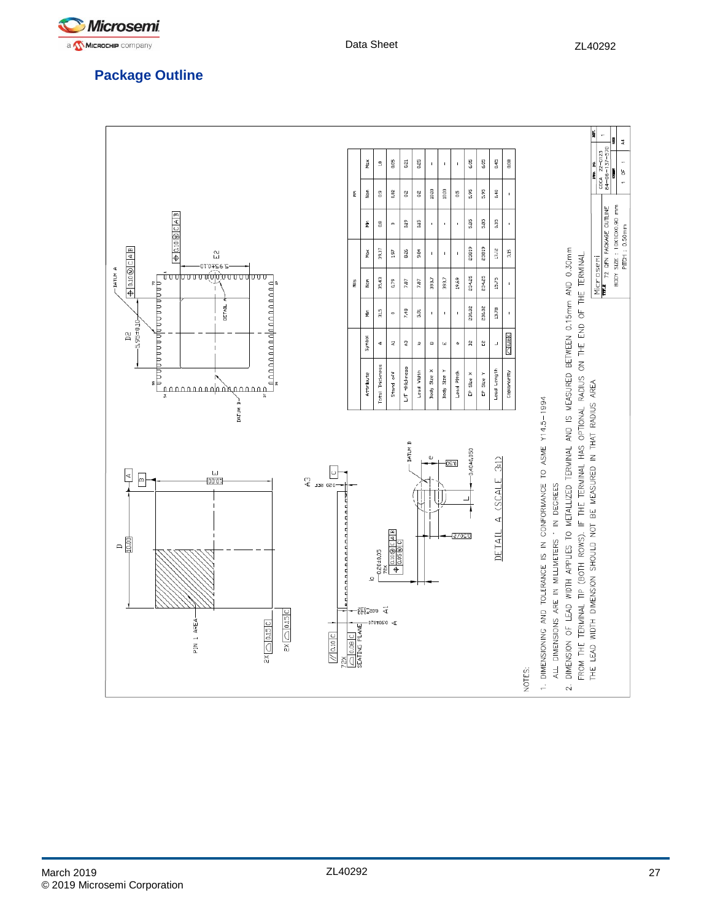## Package Outline

| Attribute | Symbol | Mils Min | Mils Nom | Mils Max | mm Min | mm Nom | mm Max |
|---|---|---|---|---|---|---|---|
| Total Thickness | A | 31.5 | 35.43 | 39.37 | 0.8 | 0.9 | 1.0 |
| Stand off | A1 | 0 | 0.79 | 1.97 | 0 | 0.02 | 0.05 |
| L/F thickness | A3 | 7.48 | 7.87 | 8.26 | 0.19 | 0.2 | 0.21 |
| Lead Width | b | 5.91 | 7.87 | 9.84 | 0.15 | 0.2 | 0.25 |
| Body Size X | D | - | 393.7 | - | - | 10.00 | - |
| Body Size Y | E | - | 393.7 | - | - | 10.00 | - |
| Lead Pitch | e | - | 19.69 | - | - | 0.5 | - |
| EP Size X | J2 | 230.32 | 234.25 | 238.19 | 5.85 | 5.95 | 6.05 |
| EP Size Y | E2 | 230.32 | 234.25 | 238.19 | 5.85 | 5.95 | 6.05 |
| Lead Length | L | 13.78 | 15.75 | 17.72 | 0.35 | 0.40 | 0.45 |
| Coplanarity | ⏥ 0.08 C | - | - | 3.15 | - | - | 0.08 |

NOTES:

1. DIMENSIONING AND TOLERANCE IS IN CONFORMANCE TO ASME Y14.5-1994
   ALL DIMENSIONS ARE IN MILLIMETERS ° IN DEGREES
2. DIMENSION OF LEAD WIDTH APPLIES TO METALLIZED TERMINAL AND IS MEASURED BETWEEN 0.15mm AND 0.30mm FROM THE TERMINAL TIP (BOTH ROWS). IF THE TERMINAL HAS OPTIONAL RADIUS ON THE END OF THE TERMINAL, THE LEAD WIDTH DIMENSION SHOULD NOT BE MEASURED IN THAT RADIUS AREA

Microsemi — 72 QFN PACKAGE OUTLINE — BODY SIZE : 10X10X0.90 mm — PITCH : 0.50mm — DOC# 22-0123, 84-08-157-570, REV 1, SIZE A4, SHEET 1 OF 1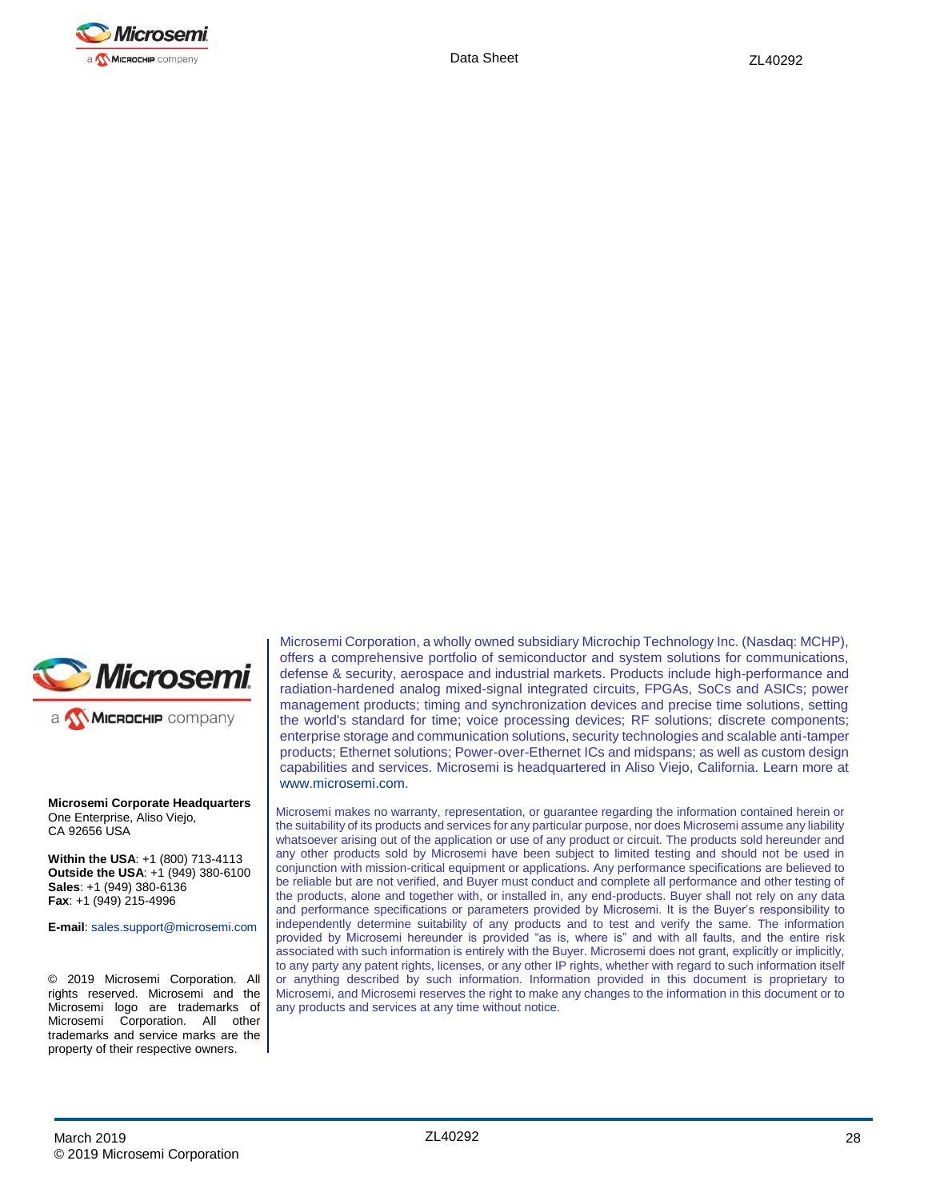Microsemi Corporation, a wholly owned subsidiary Microchip Technology Inc. (Nasdaq: MCHP), offers a comprehensive portfolio of semiconductor and system solutions for communications, defense & security, aerospace and industrial markets. Products include high-performance and radiation-hardened analog mixed-signal integrated circuits, FPGAs, SoCs and ASICs; power management products; timing and synchronization devices and precise time solutions, setting the world's standard for time; voice processing devices; RF solutions; discrete components; enterprise storage and communication solutions, security technologies and scalable anti-tamper products; Ethernet solutions; Power-over-Ethernet ICs and midspans; as well as custom design capabilities and services. Microsemi is headquartered in Aliso Viejo, California. Learn more at www.microsemi.com.

Microsemi makes no warranty, representation, or guarantee regarding the information contained herein or the suitability of its products and services for any particular purpose, nor does Microsemi assume any liability whatsoever arising out of the application or use of any product or circuit. The products sold hereunder and any other products sold by Microsemi have been subject to limited testing and should not be used in conjunction with mission-critical equipment or applications. Any performance specifications are believed to be reliable but are not verified, and Buyer must conduct and complete all performance and other testing of the products, alone and together with, or installed in, any end-products. Buyer shall not rely on any data and performance specifications or parameters provided by Microsemi. It is the Buyer's responsibility to independently determine suitability of any products and to test and verify the same. The information provided by Microsemi hereunder is provided "as is, where is" and with all faults, and the entire risk associated with such information is entirely with the Buyer. Microsemi does not grant, explicitly or implicitly, to any party any patent rights, licenses, or any other IP rights, whether with regard to such information itself or anything described by such information. Information provided in this document is proprietary to Microsemi, and Microsemi reserves the right to make any changes to the information in this document or to any products and services at any time without notice.

**Microsemi Corporate Headquarters**
One Enterprise, Aliso Viejo,
CA 92656 USA

**Within the USA**: +1 (800) 713-4113
**Outside the USA**: +1 (949) 380-6100
**Sales**: +1 (949) 380-6136
**Fax**: +1 (949) 215-4996

**E-mail**: sales.support@microsemi.com

© 2019 Microsemi Corporation. All rights reserved. Microsemi and the Microsemi logo are trademarks of Microsemi Corporation. All other trademarks and service marks are the property of their respective owners.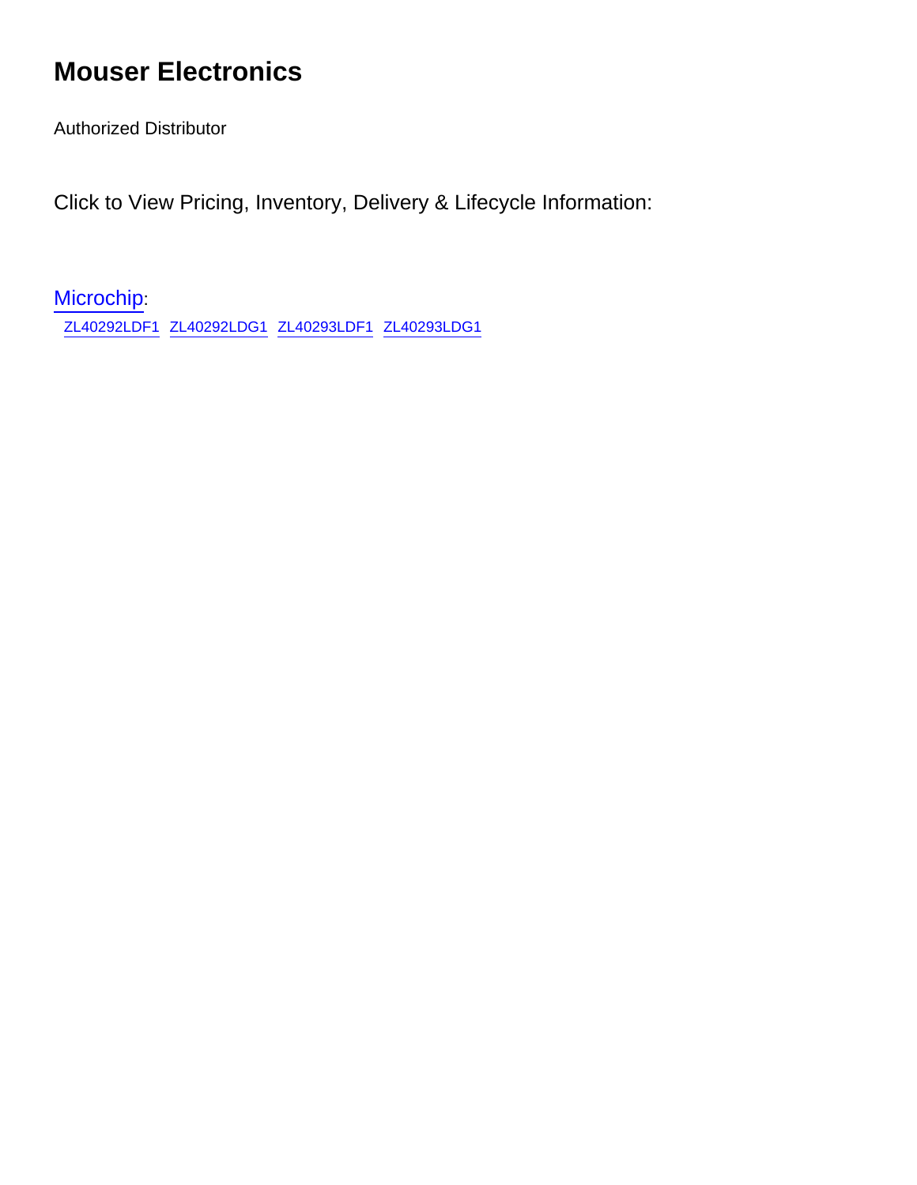# Mouser Electronics

Authorized Distributor

Click to View Pricing, Inventory, Delivery & Lifecycle Information:

Microchip:

ZL40292LDF1 ZL40292LDG1 ZL40293LDF1 ZL40293LDG1